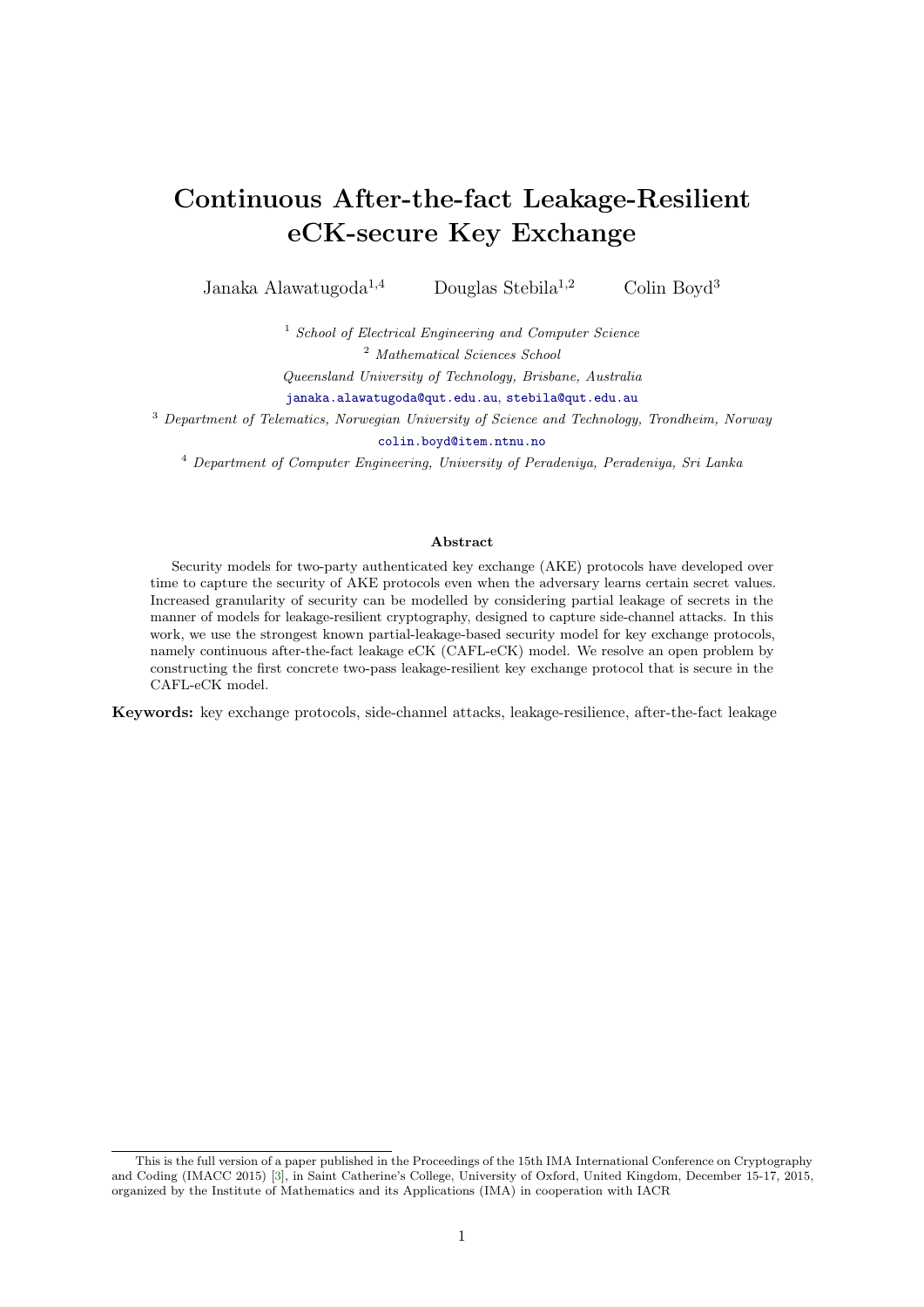# Continuous After-the-fact Leakage-Resilient eCK-secure Key Exchange

Janaka Alawatugoda[1,4] Douglas Stebila[1,2] Colin Boyd[3]

[1] *School of Electrical Engineering and Computer Science*
[2] *Mathematical Sciences School*
*Queensland University of Technology, Brisbane, Australia*
janaka.alawatugoda@qut.edu.au, stebila@qut.edu.au

[3] *Department of Telematics, Norwegian University of Science and Technology, Trondheim, Norway*
colin.boyd@item.ntnu.no

[4] *Department of Computer Engineering, University of Peradeniya, Peradeniya, Sri Lanka*

**Abstract**

Security models for two-party authenticated key exchange (AKE) protocols have developed over time to capture the security of AKE protocols even when the adversary learns certain secret values. Increased granularity of security can be modelled by considering partial leakage of secrets in the manner of models for leakage-resilient cryptography, designed to capture side-channel attacks. In this work, we use the strongest known partial-leakage-based security model for key exchange protocols, namely continuous after-the-fact leakage eCK (CAFL-eCK) model. We resolve an open problem by constructing the first concrete two-pass leakage-resilient key exchange protocol that is secure in the CAFL-eCK model.

**Keywords:** key exchange protocols, side-channel attacks, leakage-resilience, after-the-fact leakage

---

This is the full version of a paper published in the Proceedings of the 15th IMA International Conference on Cryptography and Coding (IMACC 2015) [3], in Saint Catherine's College, University of Oxford, United Kingdom, December 15-17, 2015, organized by the Institute of Mathematics and its Applications (IMA) in cooperation with IACR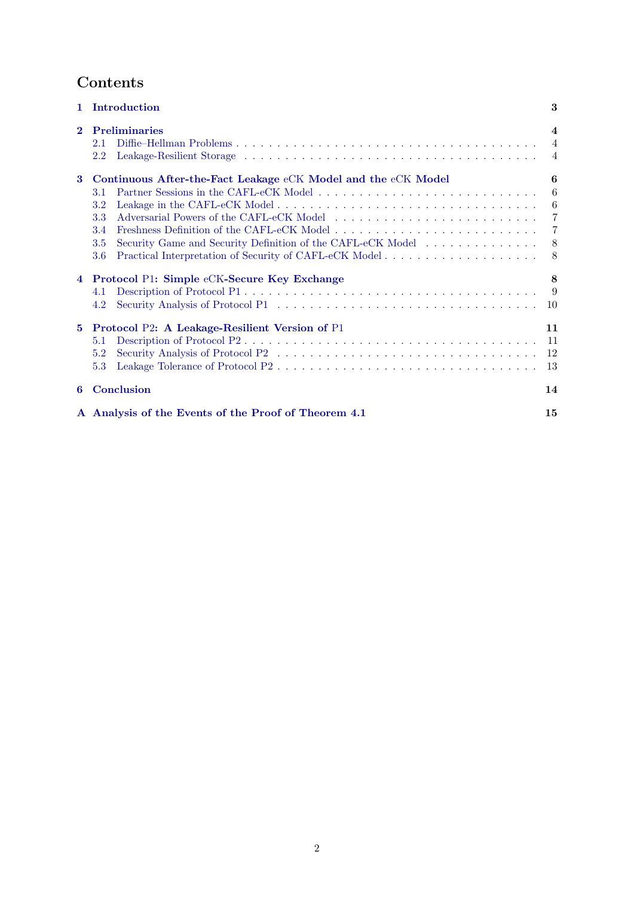# Contents

**1 Introduction** — 3

**2 Preliminaries** — 4
- 2.1 Diffie–Hellman Problems — 4
- 2.2 Leakage-Resilient Storage — 4

**3 Continuous After-the-Fact Leakage eCK Model and the eCK Model** — 6
- 3.1 Partner Sessions in the CAFL-eCK Model — 6
- 3.2 Leakage in the CAFL-eCK Model — 6
- 3.3 Adversarial Powers of the CAFL-eCK Model — 7
- 3.4 Freshness Definition of the CAFL-eCK Model — 7
- 3.5 Security Game and Security Definition of the CAFL-eCK Model — 8
- 3.6 Practical Interpretation of Security of CAFL-eCK Model — 8

**4 Protocol P1: Simple eCK-Secure Key Exchange** — 8
- 4.1 Description of Protocol P1 — 9
- 4.2 Security Analysis of Protocol P1 — 10

**5 Protocol P2: A Leakage-Resilient Version of P1** — 11
- 5.1 Description of Protocol P2 — 11
- 5.2 Security Analysis of Protocol P2 — 12
- 5.3 Leakage Tolerance of Protocol P2 — 13

**6 Conclusion** — 14

**A Analysis of the Events of the Proof of Theorem 4.1** — 15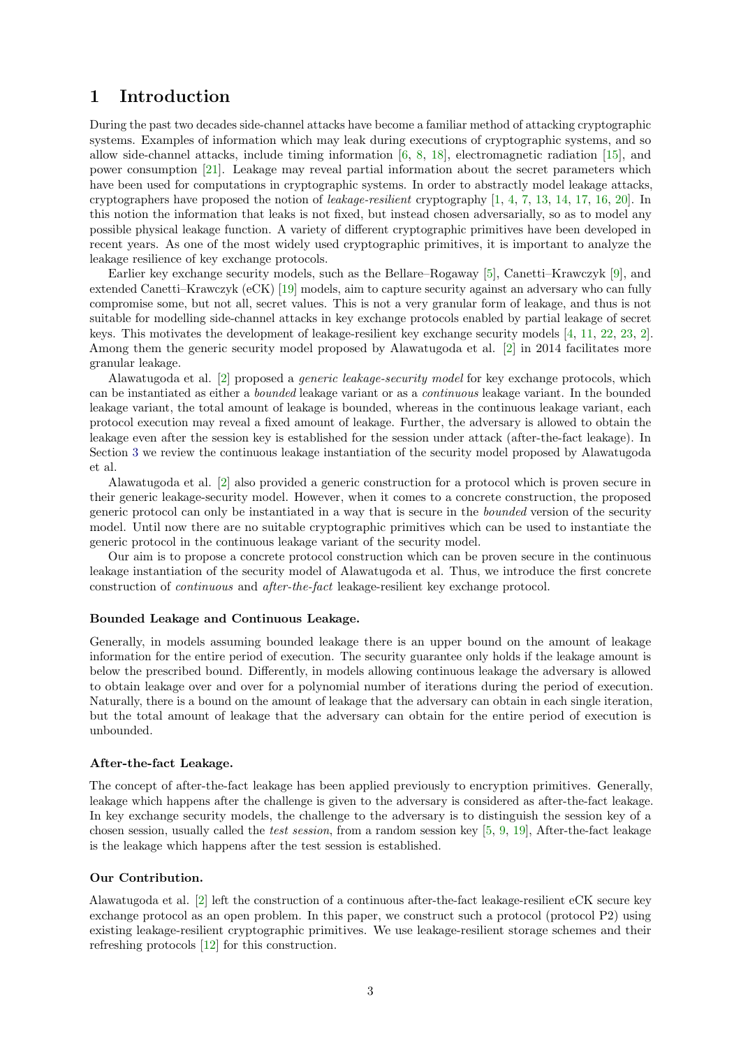# 1 Introduction

During the past two decades side-channel attacks have become a familiar method of attacking cryptographic systems. Examples of information which may leak during executions of cryptographic systems, and so allow side-channel attacks, include timing information [6, 8, 18], electromagnetic radiation [15], and power consumption [21]. Leakage may reveal partial information about the secret parameters which have been used for computations in cryptographic systems. In order to abstractly model leakage attacks, cryptographers have proposed the notion of *leakage-resilient* cryptography [1, 4, 7, 13, 14, 17, 16, 20]. In this notion the information that leaks is not fixed, but instead chosen adversarially, so as to model any possible physical leakage function. A variety of different cryptographic primitives have been developed in recent years. As one of the most widely used cryptographic primitives, it is important to analyze the leakage resilience of key exchange protocols.

Earlier key exchange security models, such as the Bellare–Rogaway [5], Canetti–Krawczyk [9], and extended Canetti–Krawczyk (eCK) [19] models, aim to capture security against an adversary who can fully compromise some, but not all, secret values. This is not a very granular form of leakage, and thus is not suitable for modelling side-channel attacks in key exchange protocols enabled by partial leakage of secret keys. This motivates the development of leakage-resilient key exchange security models [4, 11, 22, 23, 2]. Among them the generic security model proposed by Alawatugoda et al. [2] in 2014 facilitates more granular leakage.

Alawatugoda et al. [2] proposed a *generic leakage-security model* for key exchange protocols, which can be instantiated as either a *bounded* leakage variant or as a *continuous* leakage variant. In the bounded leakage variant, the total amount of leakage is bounded, whereas in the continuous leakage variant, each protocol execution may reveal a fixed amount of leakage. Further, the adversary is allowed to obtain the leakage even after the session key is established for the session under attack (after-the-fact leakage). In Section 3 we review the continuous leakage instantiation of the security model proposed by Alawatugoda et al.

Alawatugoda et al. [2] also provided a generic construction for a protocol which is proven secure in their generic leakage-security model. However, when it comes to a concrete construction, the proposed generic protocol can only be instantiated in a way that is secure in the *bounded* version of the security model. Until now there are no suitable cryptographic primitives which can be used to instantiate the generic protocol in the continuous leakage variant of the security model.

Our aim is to propose a concrete protocol construction which can be proven secure in the continuous leakage instantiation of the security model of Alawatugoda et al. Thus, we introduce the first concrete construction of *continuous* and *after-the-fact* leakage-resilient key exchange protocol.

**Bounded Leakage and Continuous Leakage.**

Generally, in models assuming bounded leakage there is an upper bound on the amount of leakage information for the entire period of execution. The security guarantee only holds if the leakage amount is below the prescribed bound. Differently, in models allowing continuous leakage the adversary is allowed to obtain leakage over and over for a polynomial number of iterations during the period of execution. Naturally, there is a bound on the amount of leakage that the adversary can obtain in each single iteration, but the total amount of leakage that the adversary can obtain for the entire period of execution is unbounded.

**After-the-fact Leakage.**

The concept of after-the-fact leakage has been applied previously to encryption primitives. Generally, leakage which happens after the challenge is given to the adversary is considered as after-the-fact leakage. In key exchange security models, the challenge to the adversary is to distinguish the session key of a chosen session, usually called the *test session*, from a random session key [5, 9, 19], After-the-fact leakage is the leakage which happens after the test session is established.

**Our Contribution.**

Alawatugoda et al. [2] left the construction of a continuous after-the-fact leakage-resilient eCK secure key exchange protocol as an open problem. In this paper, we construct such a protocol (protocol P2) using existing leakage-resilient cryptographic primitives. We use leakage-resilient storage schemes and their refreshing protocols [12] for this construction.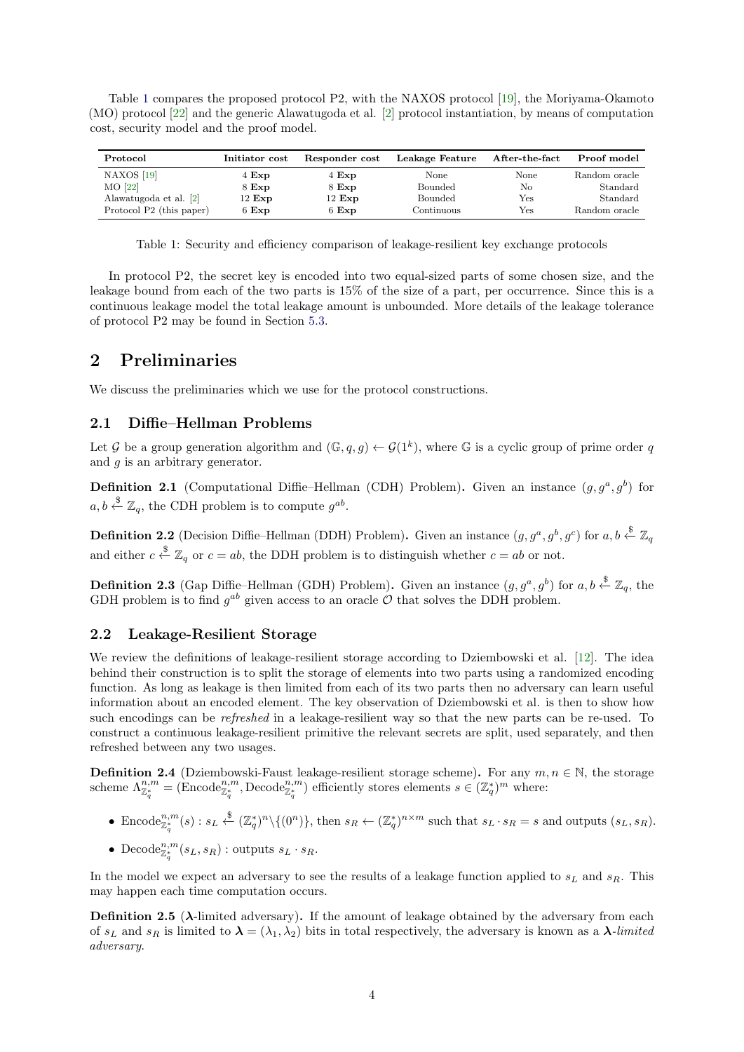Table 1 compares the proposed protocol P2, with the NAXOS protocol [19], the Moriyama-Okamoto (MO) protocol [22] and the generic Alawatugoda et al. [2] protocol instantiation, by means of computation cost, security model and the proof model.

| Protocol | Initiator cost | Responder cost | Leakage Feature | After-the-fact | Proof model |
|---|---|---|---|---|---|
| NAXOS [19] | 4 **Exp** | 4 **Exp** | None | None | Random oracle |
| MO [22] | 8 **Exp** | 8 **Exp** | Bounded | No | Standard |
| Alawatugoda et al. [2] | 12 **Exp** | 12 **Exp** | Bounded | Yes | Standard |
| Protocol P2 (this paper) | 6 **Exp** | 6 **Exp** | Continuous | Yes | Random oracle |

Table 1: Security and efficiency comparison of leakage-resilient key exchange protocols

In protocol P2, the secret key is encoded into two equal-sized parts of some chosen size, and the leakage bound from each of the two parts is 15% of the size of a part, per occurrence. Since this is a continuous leakage model the total leakage amount is unbounded. More details of the leakage tolerance of protocol P2 may be found in Section 5.3.

## 2 Preliminaries

We discuss the preliminaries which we use for the protocol constructions.

### 2.1 Diffie–Hellman Problems

Let $\mathcal{G}$ be a group generation algorithm and $(\mathbb{G}, q, g) \leftarrow \mathcal{G}(1^k)$, where $\mathbb{G}$ is a cyclic group of prime order $q$ and $g$ is an arbitrary generator.

**Definition 2.1** (Computational Diffie–Hellman (CDH) Problem)**.** Given an instance $(g, g^a, g^b)$ for $a, b \xleftarrow{\$} \mathbb{Z}_q$, the CDH problem is to compute $g^{ab}$.

**Definition 2.2** (Decision Diffie–Hellman (DDH) Problem)**.** Given an instance $(g, g^a, g^b, g^c)$ for $a, b \xleftarrow{\$} \mathbb{Z}_q$ and either $c \xleftarrow{\$} \mathbb{Z}_q$ or $c = ab$, the DDH problem is to distinguish whether $c = ab$ or not.

**Definition 2.3** (Gap Diffie–Hellman (GDH) Problem)**.** Given an instance $(g, g^a, g^b)$ for $a, b \xleftarrow{\$} \mathbb{Z}_q$, the GDH problem is to find $g^{ab}$ given access to an oracle $\mathcal{O}$ that solves the DDH problem.

### 2.2 Leakage-Resilient Storage

We review the definitions of leakage-resilient storage according to Dziembowski et al. [12]. The idea behind their construction is to split the storage of elements into two parts using a randomized encoding function. As long as leakage is then limited from each of its two parts then no adversary can learn useful information about an encoded element. The key observation of Dziembowski et al. is then to show how such encodings can be *refreshed* in a leakage-resilient way so that the new parts can be re-used. To construct a continuous leakage-resilient primitive the relevant secrets are split, used separately, and then refreshed between any two usages.

**Definition 2.4** (Dziembowski-Faust leakage-resilient storage scheme)**.** For any $m, n \in \mathbb{N}$, the storage scheme $\Lambda^{n,m}_{\mathbb{Z}^*_q} = (\text{Encode}^{n,m}_{\mathbb{Z}^*_q}, \text{Decode}^{n,m}_{\mathbb{Z}^*_q})$ efficiently stores elements $s \in (\mathbb{Z}^*_q)^m$ where:

- $\text{Encode}^{n,m}_{\mathbb{Z}^*_q}(s)$ : $s_L \xleftarrow{\$} (\mathbb{Z}^*_q)^n \backslash \{(0^n)\}$, then $s_R \leftarrow (\mathbb{Z}^*_q)^{n \times m}$ such that $s_L \cdot s_R = s$ and outputs $(s_L, s_R)$.
- $\text{Decode}^{n,m}_{\mathbb{Z}^*_q}(s_L, s_R)$ : outputs $s_L \cdot s_R$.

In the model we expect an adversary to see the results of a leakage function applied to $s_L$ and $s_R$. This may happen each time computation occurs.

**Definition 2.5** ($\boldsymbol{\lambda}$-limited adversary)**.** If the amount of leakage obtained by the adversary from each of $s_L$ and $s_R$ is limited to $\boldsymbol{\lambda} = (\lambda_1, \lambda_2)$ bits in total respectively, the adversary is known as a *$\boldsymbol{\lambda}$-limited adversary.*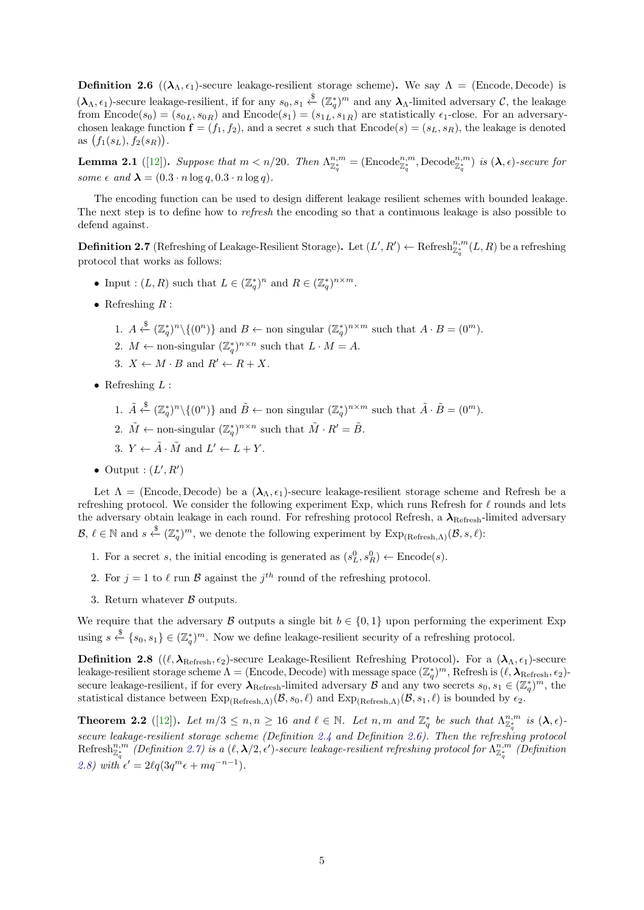**Definition 2.6** (($\boldsymbol{\lambda}_\Lambda, \epsilon_1$)-secure leakage-resilient storage scheme)**.** We say $\Lambda = (\text{Encode}, \text{Decode})$ is $(\boldsymbol{\lambda}_\Lambda, \epsilon_1)$-secure leakage-resilient, if for any $s_0, s_1 \xleftarrow{\$} (\mathbb{Z}_q^*)^m$ and any $\boldsymbol{\lambda}_\Lambda$-limited adversary $\mathcal{C}$, the leakage from $\text{Encode}(s_0) = (s_{0L}, s_{0R})$ and $\text{Encode}(s_1) = (s_{1L}, s_{1R})$ are statistically $\epsilon_1$-close. For an adversary-chosen leakage function $\mathbf{f} = (f_1, f_2)$, and a secret $s$ such that $\text{Encode}(s) = (s_L, s_R)$, the leakage is denoted as $\big(f_1(s_L), f_2(s_R)\big)$.

**Lemma 2.1** ([12])**.** *Suppose that $m < n/20$. Then $\Lambda^{n,m}_{\mathbb{Z}_q^*} = (\text{Encode}^{n,m}_{\mathbb{Z}_q^*}, \text{Decode}^{n,m}_{\mathbb{Z}_q^*})$ is $(\boldsymbol{\lambda}, \epsilon)$-secure for some $\epsilon$ and $\boldsymbol{\lambda} = (0.3 \cdot n \log q, 0.3 \cdot n \log q)$.*

The encoding function can be used to design different leakage resilient schemes with bounded leakage. The next step is to define how to *refresh* the encoding so that a continuous leakage is also possible to defend against.

**Definition 2.7** (Refreshing of Leakage-Resilient Storage)**.** Let $(L', R') \leftarrow \text{Refresh}^{n,m}_{\mathbb{Z}_q^*}(L, R)$ be a refreshing protocol that works as follows:

- Input : $(L, R)$ such that $L \in (\mathbb{Z}_q^*)^n$ and $R \in (\mathbb{Z}_q^*)^{n \times m}$.
- Refreshing $R$ :
  1. $A \xleftarrow{\$} (\mathbb{Z}_q^*)^n \backslash \{(0^n)\}$ and $B \leftarrow$ non singular $(\mathbb{Z}_q^*)^{n \times m}$ such that $A \cdot B = (0^m)$.
  2. $M \leftarrow$ non-singular $(\mathbb{Z}_q^*)^{n \times n}$ such that $L \cdot M = A$.
  3. $X \leftarrow M \cdot B$ and $R' \leftarrow R + X$.
- Refreshing $L$ :
  1. $\tilde{A} \xleftarrow{\$} (\mathbb{Z}_q^*)^n \backslash \{(0^n)\}$ and $\tilde{B} \leftarrow$ non singular $(\mathbb{Z}_q^*)^{n \times m}$ such that $\tilde{A} \cdot \tilde{B} = (0^m)$.
  2. $\tilde{M} \leftarrow$ non-singular $(\mathbb{Z}_q^*)^{n \times n}$ such that $\tilde{M} \cdot R' = \tilde{B}$.
  3. $Y \leftarrow \tilde{A} \cdot \tilde{M}$ and $L' \leftarrow L + Y$.
- Output : $(L', R')$

Let $\Lambda = (\text{Encode}, \text{Decode})$ be a $(\boldsymbol{\lambda}_\Lambda, \epsilon_1)$-secure leakage-resilient storage scheme and Refresh be a refreshing protocol. We consider the following experiment Exp, which runs Refresh for $\ell$ rounds and lets the adversary obtain leakage in each round. For refreshing protocol Refresh, a $\boldsymbol{\lambda}_{\text{Refresh}}$-limited adversary $\mathcal{B}$, $\ell \in \mathbb{N}$ and $s \xleftarrow{\$} (\mathbb{Z}_q^*)^m$, we denote the following experiment by $\text{Exp}_{(\text{Refresh},\Lambda)}(\mathcal{B}, s, \ell)$:

1. For a secret $s$, the initial encoding is generated as $(s_L^0, s_R^0) \leftarrow \text{Encode}(s)$.
2. For $j = 1$ to $\ell$ run $\mathcal{B}$ against the $j^{th}$ round of the refreshing protocol.
3. Return whatever $\mathcal{B}$ outputs.

We require that the adversary $\mathcal{B}$ outputs a single bit $b \in \{0, 1\}$ upon performing the experiment Exp using $s \xleftarrow{\$} \{s_0, s_1\} \in (\mathbb{Z}_q^*)^m$. Now we define leakage-resilient security of a refreshing protocol.

**Definition 2.8** (($\ell, \boldsymbol{\lambda}_{\text{Refresh}}, \epsilon_2$)-secure Leakage-Resilient Refreshing Protocol)**.** For a $(\boldsymbol{\lambda}_\Lambda, \epsilon_1)$-secure leakage-resilient storage scheme $\Lambda = (\text{Encode}, \text{Decode})$ with message space $(\mathbb{Z}_q^*)^m$, Refresh is $(\ell, \boldsymbol{\lambda}_{\text{Refresh}}, \epsilon_2)$-secure leakage-resilient, if for every $\boldsymbol{\lambda}_{\text{Refresh}}$-limited adversary $\mathcal{B}$ and any two secrets $s_0, s_1 \in (\mathbb{Z}_q^*)^m$, the statistical distance between $\text{Exp}_{(\text{Refresh},\Lambda)}(\mathcal{B}, s_0, \ell)$ and $\text{Exp}_{(\text{Refresh},\Lambda)}(\mathcal{B}, s_1, \ell)$ is bounded by $\epsilon_2$.

**Theorem 2.2** ([12])**.** *Let $m/3 \leq n, n \geq 16$ and $\ell \in \mathbb{N}$. Let $n, m$ and $\mathbb{Z}_q^*$ be such that $\Lambda^{n,m}_{\mathbb{Z}_q^*}$ is $(\boldsymbol{\lambda}, \epsilon)$-secure leakage-resilient storage scheme (Definition 2.4 and Definition 2.6). Then the refreshing protocol $\text{Refresh}^{n,m}_{\mathbb{Z}_q^*}$ (Definition 2.7) is a $(\ell, \boldsymbol{\lambda}/2, \epsilon')$-secure leakage-resilient refreshing protocol for $\Lambda^{n,m}_{\mathbb{Z}_q^*}$ (Definition 2.8) with $\epsilon' = 2\ell q(3q^m \epsilon + mq^{-n-1})$.*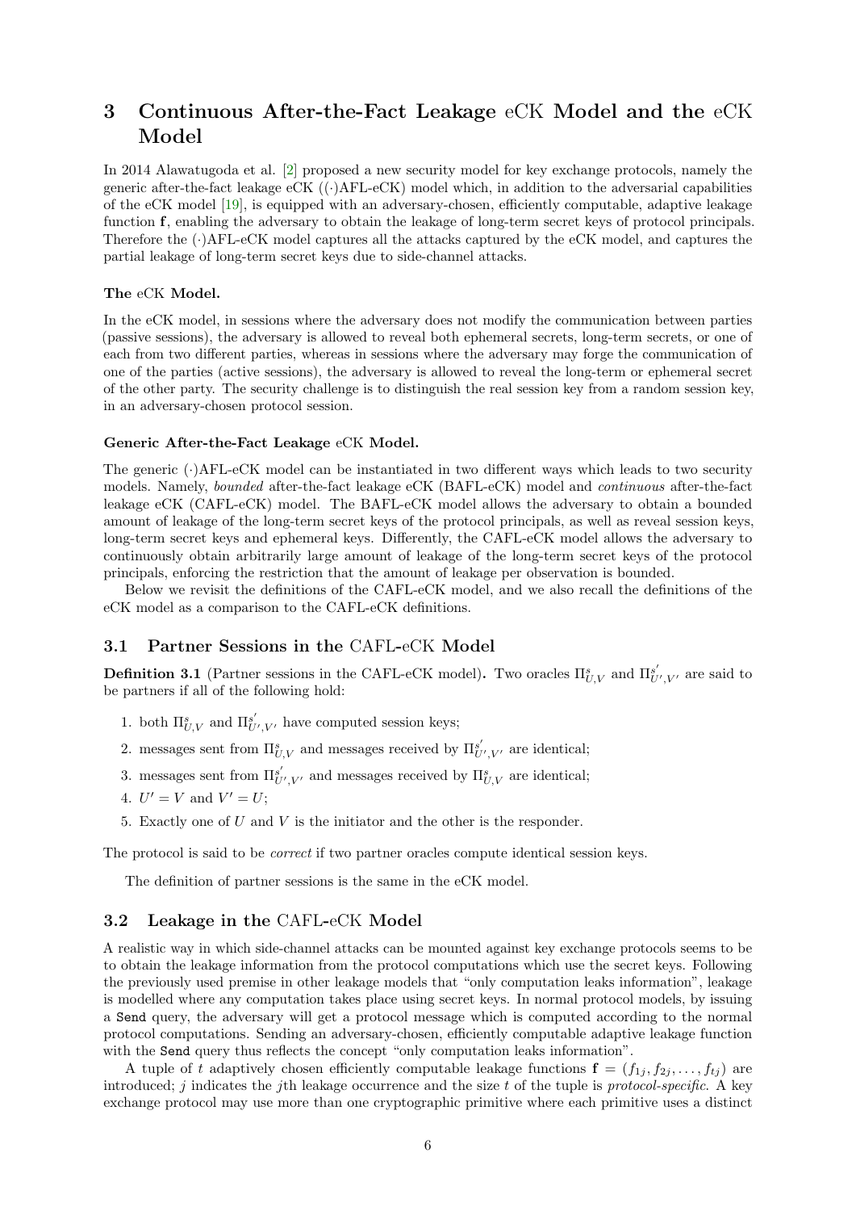# 3 Continuous After-the-Fact Leakage eCK Model and the eCK Model

In 2014 Alawatugoda et al. [2] proposed a new security model for key exchange protocols, namely the generic after-the-fact leakage eCK ((·)AFL-eCK) model which, in addition to the adversarial capabilities of the eCK model [19], is equipped with an adversary-chosen, efficiently computable, adaptive leakage function $\mathbf{f}$, enabling the adversary to obtain the leakage of long-term secret keys of protocol principals. Therefore the (·)AFL-eCK model captures all the attacks captured by the eCK model, and captures the partial leakage of long-term secret keys due to side-channel attacks.

**The eCK Model.**

In the eCK model, in sessions where the adversary does not modify the communication between parties (passive sessions), the adversary is allowed to reveal both ephemeral secrets, long-term secrets, or one of each from two different parties, whereas in sessions where the adversary may forge the communication of one of the parties (active sessions), the adversary is allowed to reveal the long-term or ephemeral secret of the other party. The security challenge is to distinguish the real session key from a random session key, in an adversary-chosen protocol session.

**Generic After-the-Fact Leakage eCK Model.**

The generic (·)AFL-eCK model can be instantiated in two different ways which leads to two security models. Namely, *bounded* after-the-fact leakage eCK (BAFL-eCK) model and *continuous* after-the-fact leakage eCK (CAFL-eCK) model. The BAFL-eCK model allows the adversary to obtain a bounded amount of leakage of the long-term secret keys of the protocol principals, as well as reveal session keys, long-term secret keys and ephemeral keys. Differently, the CAFL-eCK model allows the adversary to continuously obtain arbitrarily large amount of leakage of the long-term secret keys of the protocol principals, enforcing the restriction that the amount of leakage per observation is bounded.

Below we revisit the definitions of the CAFL-eCK model, and we also recall the definitions of the eCK model as a comparison to the CAFL-eCK definitions.

## 3.1 Partner Sessions in the CAFL-eCK Model

**Definition 3.1** (Partner sessions in the CAFL-eCK model)**.** Two oracles $\Pi^s_{U,V}$ and $\Pi^{s'}_{U',V'}$ are said to be partners if all of the following hold:

1. both $\Pi^s_{U,V}$ and $\Pi^{s'}_{U',V'}$ have computed session keys;
2. messages sent from $\Pi^s_{U,V}$ and messages received by $\Pi^{s'}_{U',V'}$ are identical;
3. messages sent from $\Pi^{s'}_{U',V'}$ and messages received by $\Pi^s_{U,V}$ are identical;
4. $U' = V$ and $V' = U$;
5. Exactly one of $U$ and $V$ is the initiator and the other is the responder.

The protocol is said to be *correct* if two partner oracles compute identical session keys.

The definition of partner sessions is the same in the eCK model.

## 3.2 Leakage in the CAFL-eCK Model

A realistic way in which side-channel attacks can be mounted against key exchange protocols seems to be to obtain the leakage information from the protocol computations which use the secret keys. Following the previously used premise in other leakage models that "only computation leaks information", leakage is modelled where any computation takes place using secret keys. In normal protocol models, by issuing a `Send` query, the adversary will get a protocol message which is computed according to the normal protocol computations. Sending an adversary-chosen, efficiently computable adaptive leakage function with the `Send` query thus reflects the concept "only computation leaks information".

A tuple of $t$ adaptively chosen efficiently computable leakage functions $\mathbf{f} = (f_{1j}, f_{2j}, \ldots, f_{tj})$ are introduced; $j$ indicates the $j$th leakage occurrence and the size $t$ of the tuple is *protocol-specific*. A key exchange protocol may use more than one cryptographic primitive where each primitive uses a distinct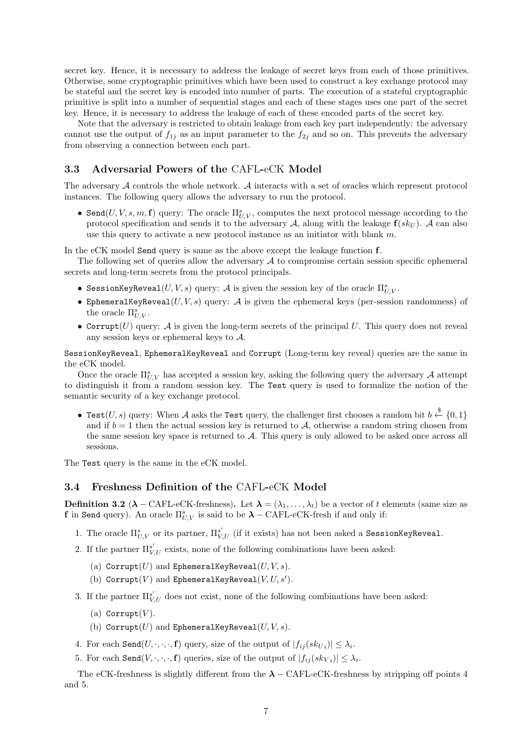secret key. Hence, it is necessary to address the leakage of secret keys from each of those primitives. Otherwise, some cryptographic primitives which have been used to construct a key exchange protocol may be stateful and the secret key is encoded into number of parts. The execution of a stateful cryptographic primitive is split into a number of sequential stages and each of these stages uses one part of the secret key. Hence, it is necessary to address the leakage of each of these encoded parts of the secret key.

Note that the adversary is restricted to obtain leakage from each key part independently: the adversary cannot use the output of $f_{1j}$ as an input parameter to the $f_{2j}$ and so on. This prevents the adversary from observing a connection between each part.

### 3.3 Adversarial Powers of the CAFL-eCK Model

The adversary $\mathcal{A}$ controls the whole network. $\mathcal{A}$ interacts with a set of oracles which represent protocol instances. The following query allows the adversary to run the protocol.

- `Send`$(U, V, s, m, \mathbf{f})$ query: The oracle $\Pi^s_{U,V}$, computes the next protocol message according to the protocol specification and sends it to the adversary $\mathcal{A}$, along with the leakage $\mathbf{f}(sk_U)$. $\mathcal{A}$ can also use this query to activate a new protocol instance as an initiator with blank $m$.

In the eCK model `Send` query is same as the above except the leakage function $\mathbf{f}$.

The following set of queries allow the adversary $\mathcal{A}$ to compromise certain session specific ephemeral secrets and long-term secrets from the protocol principals.

- `SessionKeyReveal`$(U, V, s)$ query: $\mathcal{A}$ is given the session key of the oracle $\Pi^s_{U,V}$.
- `EphemeralKeyReveal`$(U, V, s)$ query: $\mathcal{A}$ is given the ephemeral keys (per-session randomness) of the oracle $\Pi^s_{U,V}$.
- `Corrupt`$(U)$ query: $\mathcal{A}$ is given the long-term secrets of the principal $U$. This query does not reveal any session keys or ephemeral keys to $\mathcal{A}$.

`SessionKeyReveal`, `EphemeralKeyReveal` and `Corrupt` (Long-term key reveal) queries are the same in the eCK model.

Once the oracle $\Pi^s_{U,V}$ has accepted a session key, asking the following query the adversary $\mathcal{A}$ attempt to distinguish it from a random session key. The `Test` query is used to formalize the notion of the semantic security of a key exchange protocol.

- `Test`$(U, s)$ query: When $\mathcal{A}$ asks the `Test` query, the challenger first chooses a random bit $b \xleftarrow{\$} \{0, 1\}$ and if $b = 1$ then the actual session key is returned to $\mathcal{A}$, otherwise a random string chosen from the same session key space is returned to $\mathcal{A}$. This query is only allowed to be asked once across all sessions.

The `Test` query is the same in the eCK model.

### 3.4 Freshness Definition of the CAFL-eCK Model

**Definition 3.2** ($\boldsymbol{\lambda}$ – CAFL-eCK-freshness)**.** Let $\boldsymbol{\lambda} = (\lambda_1, \ldots, \lambda_t)$ be a vector of $t$ elements (same size as $\mathbf{f}$ in `Send` query). An oracle $\Pi^s_{U,V}$ is said to be $\boldsymbol{\lambda}$ – CAFL-eCK-fresh if and only if:

1. The oracle $\Pi^s_{U,V}$ or its partner, $\Pi^{s'}_{V,U}$ (if it exists) has not been asked a `SessionKeyReveal`.
2. If the partner $\Pi^{s'}_{V,U}$ exists, none of the following combinations have been asked:
   (a) `Corrupt`$(U)$ and `EphemeralKeyReveal`$(U, V, s)$.
   (b) `Corrupt`$(V)$ and `EphemeralKeyReveal`$(V, U, s')$.
3. If the partner $\Pi^{s'}_{V,U}$ does not exist, none of the following combinations have been asked:
   (a) `Corrupt`$(V)$.
   (b) `Corrupt`$(U)$ and `EphemeralKeyReveal`$(U, V, s)$.
4. For each `Send`$(U, \cdot, \cdot, \cdot, \mathbf{f})$ query, size of the output of $|f_{ij}(sk_{U\,i})| \leq \lambda_i$.
5. For each `Send`$(V, \cdot, \cdot, \cdot, \mathbf{f})$ queries, size of the output of $|f_{ij}(sk_{V\,i})| \leq \lambda_i$.

The eCK-freshness is slightly different from the $\boldsymbol{\lambda}$ – CAFL-eCK-freshness by stripping off points 4 and 5.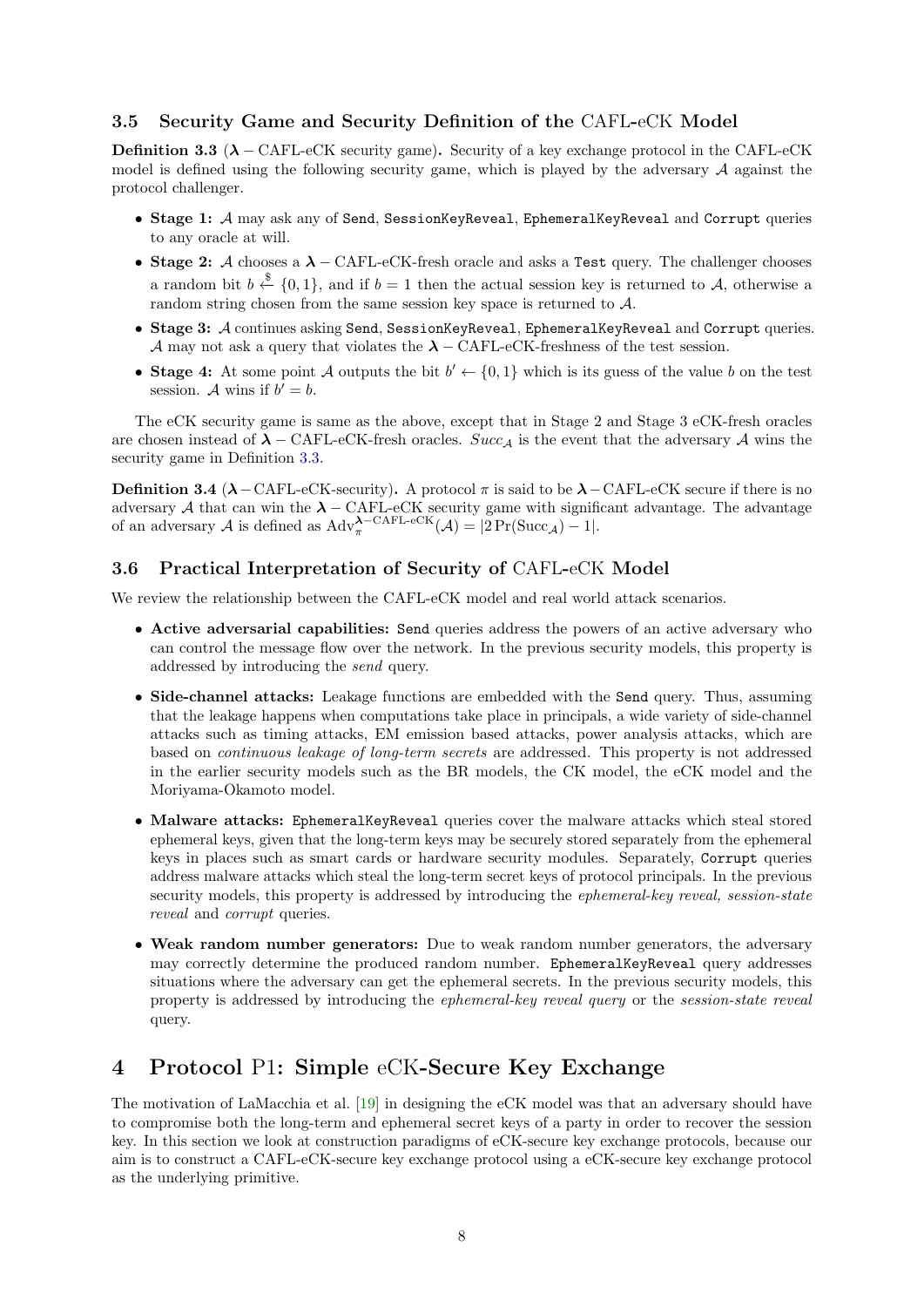### 3.5 Security Game and Security Definition of the CAFL-eCK Model

**Definition 3.3** ($\boldsymbol{\lambda}$ – CAFL-eCK security game)**.** Security of a key exchange protocol in the CAFL-eCK model is defined using the following security game, which is played by the adversary $\mathcal{A}$ against the protocol challenger.

- **Stage 1:** $\mathcal{A}$ may ask any of `Send`, `SessionKeyReveal`, `EphemeralKeyReveal` and `Corrupt` queries to any oracle at will.
- **Stage 2:** $\mathcal{A}$ chooses a $\boldsymbol{\lambda}$ – CAFL-eCK-fresh oracle and asks a `Test` query. The challenger chooses a random bit $b \xleftarrow{\$} \{0, 1\}$, and if $b = 1$ then the actual session key is returned to $\mathcal{A}$, otherwise a random string chosen from the same session key space is returned to $\mathcal{A}$.
- **Stage 3:** $\mathcal{A}$ continues asking `Send`, `SessionKeyReveal`, `EphemeralKeyReveal` and `Corrupt` queries. $\mathcal{A}$ may not ask a query that violates the $\boldsymbol{\lambda}$ – CAFL-eCK-freshness of the test session.
- **Stage 4:** At some point $\mathcal{A}$ outputs the bit $b' \leftarrow \{0, 1\}$ which is its guess of the value $b$ on the test session. $\mathcal{A}$ wins if $b' = b$.

The eCK security game is same as the above, except that in Stage 2 and Stage 3 eCK-fresh oracles are chosen instead of $\boldsymbol{\lambda}$ – CAFL-eCK-fresh oracles. $Succ_{\mathcal{A}}$ is the event that the adversary $\mathcal{A}$ wins the security game in Definition 3.3.

**Definition 3.4** ($\boldsymbol{\lambda}$ – CAFL-eCK-security)**.** A protocol $\pi$ is said to be $\boldsymbol{\lambda}$ – CAFL-eCK secure if there is no adversary $\mathcal{A}$ that can win the $\boldsymbol{\lambda}$ – CAFL-eCK security game with significant advantage. The advantage of an adversary $\mathcal{A}$ is defined as $\mathrm{Adv}_{\pi}^{\boldsymbol{\lambda}-\mathrm{CAFL\text{-}eCK}}(\mathcal{A}) = |2\Pr(\mathrm{Succ}_{\mathcal{A}}) - 1|$.

### 3.6 Practical Interpretation of Security of CAFL-eCK Model

We review the relationship between the CAFL-eCK model and real world attack scenarios.

- **Active adversarial capabilities:** `Send` queries address the powers of an active adversary who can control the message flow over the network. In the previous security models, this property is addressed by introducing the *send* query.
- **Side-channel attacks:** Leakage functions are embedded with the `Send` query. Thus, assuming that the leakage happens when computations take place in principals, a wide variety of side-channel attacks such as timing attacks, EM emission based attacks, power analysis attacks, which are based on *continuous leakage of long-term secrets* are addressed. This property is not addressed in the earlier security models such as the BR models, the CK model, the eCK model and the Moriyama-Okamoto model.
- **Malware attacks:** `EphemeralKeyReveal` queries cover the malware attacks which steal stored ephemeral keys, given that the long-term keys may be securely stored separately from the ephemeral keys in places such as smart cards or hardware security modules. Separately, `Corrupt` queries address malware attacks which steal the long-term secret keys of protocol principals. In the previous security models, this property is addressed by introducing the *ephemeral-key reveal, session-state reveal* and *corrupt* queries.
- **Weak random number generators:** Due to weak random number generators, the adversary may correctly determine the produced random number. `EphemeralKeyReveal` query addresses situations where the adversary can get the ephemeral secrets. In the previous security models, this property is addressed by introducing the *ephemeral-key reveal query* or the *session-state reveal* query.

## 4 Protocol P1: Simple eCK-Secure Key Exchange

The motivation of LaMacchia et al. [19] in designing the eCK model was that an adversary should have to compromise both the long-term and ephemeral secret keys of a party in order to recover the session key. In this section we look at construction paradigms of eCK-secure key exchange protocols, because our aim is to construct a CAFL-eCK-secure key exchange protocol using a eCK-secure key exchange protocol as the underlying primitive.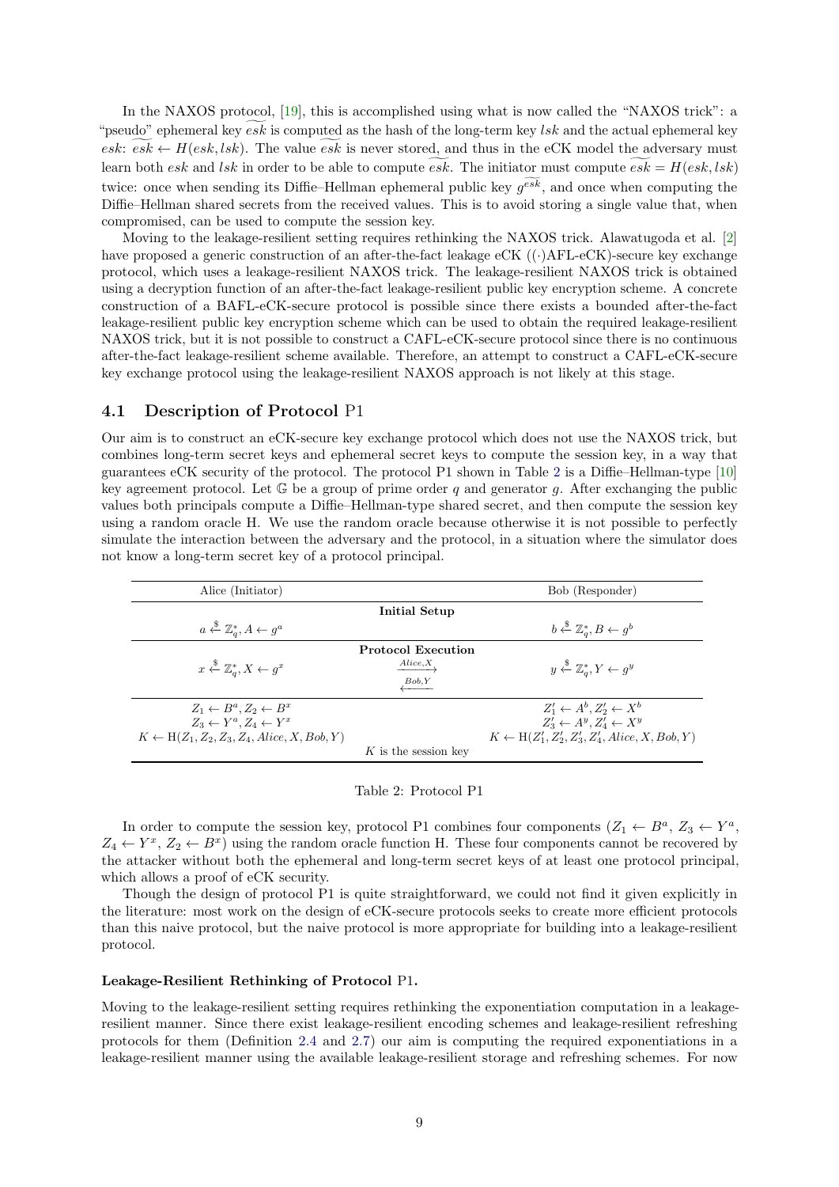In the NAXOS protocol, [19], this is accomplished using what is now called the "NAXOS trick": a "pseudo" ephemeral key $\widetilde{esk}$ is computed as the hash of the long-term key $lsk$ and the actual ephemeral key $esk$: $\widetilde{esk} \leftarrow H(esk, lsk)$. The value $\widetilde{esk}$ is never stored, and thus in the eCK model the adversary must learn both $esk$ and $lsk$ in order to be able to compute $\widetilde{esk}$. The initiator must compute $\widetilde{esk} = H(esk, lsk)$ twice: once when sending its Diffie–Hellman ephemeral public key $g^{\widetilde{esk}}$, and once when computing the Diffie–Hellman shared secrets from the received values. This is to avoid storing a single value that, when compromised, can be used to compute the session key.

Moving to the leakage-resilient setting requires rethinking the NAXOS trick. Alawatugoda et al. [2] have proposed a generic construction of an after-the-fact leakage eCK ($(\cdot)$AFL-eCK)-secure key exchange protocol, which uses a leakage-resilient NAXOS trick. The leakage-resilient NAXOS trick is obtained using a decryption function of an after-the-fact leakage-resilient public key encryption scheme. A concrete construction of a BAFL-eCK-secure protocol is possible since there exists a bounded after-the-fact leakage-resilient public key encryption scheme which can be used to obtain the required leakage-resilient NAXOS trick, but it is not possible to construct a CAFL-eCK-secure protocol since there is no continuous after-the-fact leakage-resilient scheme available. Therefore, an attempt to construct a CAFL-eCK-secure key exchange protocol using the leakage-resilient NAXOS approach is not likely at this stage.

## 4.1 Description of Protocol P1

Our aim is to construct an eCK-secure key exchange protocol which does not use the NAXOS trick, but combines long-term secret keys and ephemeral secret keys to compute the session key, in a way that guarantees eCK security of the protocol. The protocol P1 shown in Table 2 is a Diffie–Hellman-type [10] key agreement protocol. Let $\mathbb{G}$ be a group of prime order $q$ and generator $g$. After exchanging the public values both principals compute a Diffie–Hellman-type shared secret, and then compute the session key using a random oracle H. We use the random oracle because otherwise it is not possible to perfectly simulate the interaction between the adversary and the protocol, in a situation where the simulator does not know a long-term secret key of a protocol principal.

| Alice (Initiator) | | Bob (Responder) |
|---|---|---|
| | **Initial Setup** | |
| $a \xleftarrow{\$} \mathbb{Z}_q^*, A \leftarrow g^a$ | | $b \xleftarrow{\$} \mathbb{Z}_q^*, B \leftarrow g^b$ |
| | **Protocol Execution** | |
| $x \xleftarrow{\$} \mathbb{Z}_q^*, X \leftarrow g^x$ | $\xrightarrow{Alice, X}$ | $y \xleftarrow{\$} \mathbb{Z}_q^*, Y \leftarrow g^y$ |
| | $\xleftarrow{Bob, Y}$ | |
| $Z_1 \leftarrow B^a, Z_2 \leftarrow B^x$ | | $Z_1' \leftarrow A^b, Z_2' \leftarrow X^b$ |
| $Z_3 \leftarrow Y^a, Z_4 \leftarrow Y^x$ | | $Z_3' \leftarrow A^y, Z_4' \leftarrow X^y$ |
| $K \leftarrow \mathrm{H}(Z_1, Z_2, Z_3, Z_4, Alice, X, Bob, Y)$ | | $K \leftarrow \mathrm{H}(Z_1', Z_2', Z_3', Z_4', Alice, X, Bob, Y)$ |
| | $K$ is the session key | |

Table 2: Protocol P1

In order to compute the session key, protocol P1 combines four components ($Z_1 \leftarrow B^a$, $Z_3 \leftarrow Y^a$, $Z_4 \leftarrow Y^x$, $Z_2 \leftarrow B^x$) using the random oracle function H. These four components cannot be recovered by the attacker without both the ephemeral and long-term secret keys of at least one protocol principal, which allows a proof of eCK security.

Though the design of protocol P1 is quite straightforward, we could not find it given explicitly in the literature: most work on the design of eCK-secure protocols seeks to create more efficient protocols than this naive protocol, but the naive protocol is more appropriate for building into a leakage-resilient protocol.

#### Leakage-Resilient Rethinking of Protocol P1.

Moving to the leakage-resilient setting requires rethinking the exponentiation computation in a leakage-resilient manner. Since there exist leakage-resilient encoding schemes and leakage-resilient refreshing protocols for them (Definition 2.4 and 2.7) our aim is computing the required exponentiations in a leakage-resilient manner using the available leakage-resilient storage and refreshing schemes. For now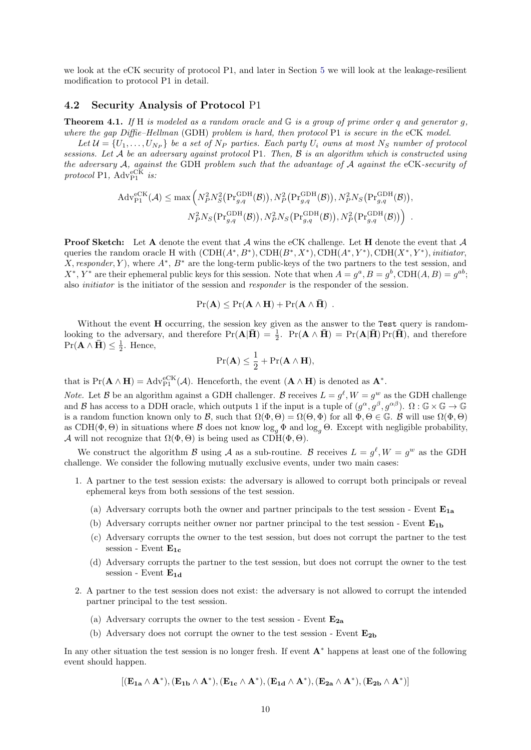we look at the eCK security of protocol P1, and later in Section 5 we will look at the leakage-resilient modification to protocol P1 in detail.

### 4.2 Security Analysis of Protocol P1

**Theorem 4.1.** *If* H *is modeled as a random oracle and* $\mathbb{G}$ *is a group of prime order* $q$ *and generator* $g$*, where the gap Diffie–Hellman* (GDH) *problem is hard, then protocol* P1 *is secure in the* eCK *model.*

*Let* $\mathcal{U} = \{U_1, \ldots, U_{N_P}\}$ *be a set of* $N_P$ *parties. Each party* $U_i$ *owns at most* $N_S$ *number of protocol sessions. Let* $\mathcal{A}$ *be an adversary against protocol* P1*. Then,* $\mathcal{B}$ *is an algorithm which is constructed using the adversary* $\mathcal{A}$*, against the* GDH *problem such that the advantage of* $\mathcal{A}$ *against the* eCK*-security of protocol* P1*,* $\mathrm{Adv}_{\mathrm{P1}}^{\mathrm{eCK}}$ *is:*

$$\mathrm{Adv}_{\mathrm{P1}}^{\mathrm{eCK}}(\mathcal{A}) \leq \max\Big(N_P^2 N_S^2\big(\mathrm{Pr}_{g,q}^{\mathrm{GDH}}(\mathcal{B})\big), N_P^2\big(\mathrm{Pr}_{g,q}^{\mathrm{GDH}}(\mathcal{B})\big), N_P^2 N_S\big(\mathrm{Pr}_{g,q}^{\mathrm{GDH}}(\mathcal{B})\big),$$
$$N_P^2 N_S\big(\mathrm{Pr}_{g,q}^{\mathrm{GDH}}(\mathcal{B})\big), N_P^2 N_S\big(\mathrm{Pr}_{g,q}^{\mathrm{GDH}}(\mathcal{B})\big), N_P^2\big(\mathrm{Pr}_{g,q}^{\mathrm{GDH}}(\mathcal{B})\big)\Big) \ .$$

**Proof Sketch:** Let $\mathbf{A}$ denote the event that $\mathcal{A}$ wins the eCK challenge. Let $\mathbf{H}$ denote the event that $\mathcal{A}$ queries the random oracle H with $(\mathrm{CDH}(A^*, B^*), \mathrm{CDH}(B^*, X^*), \mathrm{CDH}(A^*, Y^*), \mathrm{CDH}(X^*, Y^*), \textit{initiator}, X, \textit{responder}, Y)$, where $A^*$, $B^*$ are the long-term public-keys of the two partners to the test session, and $X^*$, $Y^*$ are their ephemeral public keys for this session. Note that when $A = g^a, B = g^b, \mathrm{CDH}(A, B) = g^{ab}$; also *initiator* is the initiator of the session and *responder* is the responder of the session.

$$\Pr(\mathbf{A}) \leq \Pr(\mathbf{A} \wedge \mathbf{H}) + \Pr(\mathbf{A} \wedge \bar{\mathbf{H}}) \ .$$

Without the event $\mathbf{H}$ occurring, the session key given as the answer to the `Test` query is random-looking to the adversary, and therefore $\Pr(\mathbf{A}|\bar{\mathbf{H}}) = \frac{1}{2}$. $\Pr(\mathbf{A} \wedge \bar{\mathbf{H}}) = \Pr(\mathbf{A}|\bar{\mathbf{H}})\Pr(\bar{\mathbf{H}})$, and therefore $\Pr(\mathbf{A} \wedge \bar{\mathbf{H}}) \leq \frac{1}{2}$. Hence,

$$\Pr(\mathbf{A}) \leq \frac{1}{2} + \Pr(\mathbf{A} \wedge \mathbf{H}),$$

that is $\Pr(\mathbf{A} \wedge \mathbf{H}) = \mathrm{Adv}_{\mathrm{P1}}^{\mathrm{eCK}}(\mathcal{A})$. Henceforth, the event $(\mathbf{A} \wedge \mathbf{H})$ is denoted as $\mathbf{A}^*$.

*Note.* Let $\mathcal{B}$ be an algorithm against a GDH challenger. $\mathcal{B}$ receives $L = g^\ell, W = g^w$ as the GDH challenge and $\mathcal{B}$ has access to a DDH oracle, which outputs 1 if the input is a tuple of $(g^\alpha, g^\beta, g^{\alpha\beta})$. $\Omega : \mathbb{G} \times \mathbb{G} \to \mathbb{G}$ is a random function known only to $\mathcal{B}$, such that $\Omega(\Phi, \Theta) = \Omega(\Theta, \Phi)$ for all $\Phi, \Theta \in \mathbb{G}$. $\mathcal{B}$ will use $\Omega(\Phi, \Theta)$ as $\mathrm{CDH}(\Phi, \Theta)$ in situations where $\mathcal{B}$ does not know $\log_g \Phi$ and $\log_g \Theta$. Except with negligible probability, $\mathcal{A}$ will not recognize that $\Omega(\Phi, \Theta)$ is being used as $\mathrm{CDH}(\Phi, \Theta)$.

We construct the algorithm $\mathcal{B}$ using $\mathcal{A}$ as a sub-routine. $\mathcal{B}$ receives $L = g^\ell, W = g^w$ as the GDH challenge. We consider the following mutually exclusive events, under two main cases:

1. A partner to the test session exists: the adversary is allowed to corrupt both principals or reveal ephemeral keys from both sessions of the test session.
   (a) Adversary corrupts both the owner and partner principals to the test session - Event $\mathbf{E_{1a}}$
   (b) Adversary corrupts neither owner nor partner principal to the test session - Event $\mathbf{E_{1b}}$
   (c) Adversary corrupts the owner to the test session, but does not corrupt the partner to the test session - Event $\mathbf{E_{1c}}$
   (d) Adversary corrupts the partner to the test session, but does not corrupt the owner to the test session - Event $\mathbf{E_{1d}}$
2. A partner to the test session does not exist: the adversary is not allowed to corrupt the intended partner principal to the test session.
   (a) Adversary corrupts the owner to the test session - Event $\mathbf{E_{2a}}$
   (b) Adversary does not corrupt the owner to the test session - Event $\mathbf{E_{2b}}$

In any other situation the test session is no longer fresh. If event $\mathbf{A}^*$ happens at least one of the following event should happen.

$$[(\mathbf{E_{1a}} \wedge \mathbf{A}^*), (\mathbf{E_{1b}} \wedge \mathbf{A}^*), (\mathbf{E_{1c}} \wedge \mathbf{A}^*), (\mathbf{E_{1d}} \wedge \mathbf{A}^*), (\mathbf{E_{2a}} \wedge \mathbf{A}^*), (\mathbf{E_{2b}} \wedge \mathbf{A}^*)]$$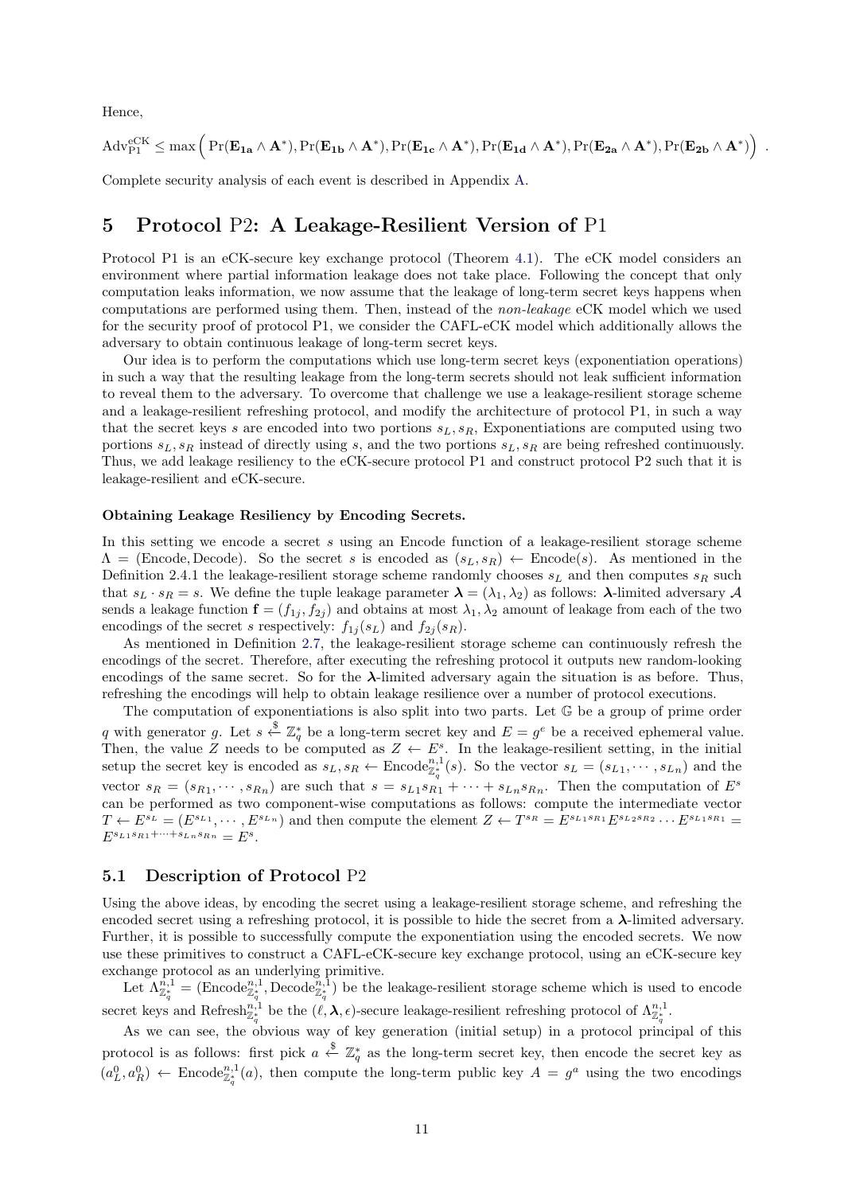Hence,

$$\text{Adv}_{\text{P1}}^{\text{eCK}} \leq \max\Big( \Pr(\mathbf{E_{1a}} \wedge \mathbf{A}^*), \Pr(\mathbf{E_{1b}} \wedge \mathbf{A}^*), \Pr(\mathbf{E_{1c}} \wedge \mathbf{A}^*), \Pr(\mathbf{E_{1d}} \wedge \mathbf{A}^*), \Pr(\mathbf{E_{2a}} \wedge \mathbf{A}^*), \Pr(\mathbf{E_{2b}} \wedge \mathbf{A}^*)\Big) \;.$$

Complete security analysis of each event is described in Appendix A.

## 5 Protocol P2: A Leakage-Resilient Version of P1

Protocol P1 is an eCK-secure key exchange protocol (Theorem 4.1). The eCK model considers an environment where partial information leakage does not take place. Following the concept that only computation leaks information, we now assume that the leakage of long-term secret keys happens when computations are performed using them. Then, instead of the *non-leakage* eCK model which we used for the security proof of protocol P1, we consider the CAFL-eCK model which additionally allows the adversary to obtain continuous leakage of long-term secret keys.

Our idea is to perform the computations which use long-term secret keys (exponentiation operations) in such a way that the resulting leakage from the long-term secrets should not leak sufficient information to reveal them to the adversary. To overcome that challenge we use a leakage-resilient storage scheme and a leakage-resilient refreshing protocol, and modify the architecture of protocol P1, in such a way that the secret keys $s$ are encoded into two portions $s_L, s_R$, Exponentiations are computed using two portions $s_L, s_R$ instead of directly using $s$, and the two portions $s_L, s_R$ are being refreshed continuously. Thus, we add leakage resiliency to the eCK-secure protocol P1 and construct protocol P2 such that it is leakage-resilient and eCK-secure.

#### Obtaining Leakage Resiliency by Encoding Secrets.

In this setting we encode a secret $s$ using an Encode function of a leakage-resilient storage scheme $\Lambda = (\text{Encode}, \text{Decode})$. So the secret $s$ is encoded as $(s_L, s_R) \leftarrow \text{Encode}(s)$. As mentioned in the Definition 2.4.1 the leakage-resilient storage scheme randomly chooses $s_L$ and then computes $s_R$ such that $s_L \cdot s_R = s$. We define the tuple leakage parameter $\boldsymbol{\lambda} = (\lambda_1, \lambda_2)$ as follows: $\boldsymbol{\lambda}$-limited adversary $\mathcal{A}$ sends a leakage function $\mathbf{f} = (f_{1j}, f_{2j})$ and obtains at most $\lambda_1, \lambda_2$ amount of leakage from each of the two encodings of the secret $s$ respectively: $f_{1j}(s_L)$ and $f_{2j}(s_R)$.

As mentioned in Definition 2.7, the leakage-resilient storage scheme can continuously refresh the encodings of the secret. Therefore, after executing the refreshing protocol it outputs new random-looking encodings of the same secret. So for the $\boldsymbol{\lambda}$-limited adversary again the situation is as before. Thus, refreshing the encodings will help to obtain leakage resilience over a number of protocol executions.

The computation of exponentiations is also split into two parts. Let $\mathbb{G}$ be a group of prime order $q$ with generator $g$. Let $s \xleftarrow{\$} \mathbb{Z}_q^*$ be a long-term secret key and $E = g^e$ be a received ephemeral value. Then, the value $Z$ needs to be computed as $Z \leftarrow E^s$. In the leakage-resilient setting, in the initial setup the secret key is encoded as $s_L, s_R \leftarrow \text{Encode}_{\mathbb{Z}_q^*}^{n,1}(s)$. So the vector $s_L = (s_{L1}, \cdots, s_{Ln})$ and the vector $s_R = (s_{R1}, \cdots, s_{Rn})$ are such that $s = s_{L1}s_{R1} + \cdots + s_{Ln}s_{Rn}$. Then the computation of $E^s$ can be performed as two component-wise computations as follows: compute the intermediate vector $T \leftarrow E^{s_L} = (E^{s_{L1}}, \cdots, E^{s_{Ln}})$ and then compute the element $Z \leftarrow T^{s_R} = E^{s_{L1}s_{R1}}E^{s_{L2}s_{R2}} \cdots E^{s_{L1}s_{R1}} = E^{s_{L1}s_{R1}+\cdots+s_{Ln}s_{Rn}} = E^s$.

### 5.1 Description of Protocol P2

Using the above ideas, by encoding the secret using a leakage-resilient storage scheme, and refreshing the encoded secret using a refreshing protocol, it is possible to hide the secret from a $\boldsymbol{\lambda}$-limited adversary. Further, it is possible to successfully compute the exponentiation using the encoded secrets. We now use these primitives to construct a CAFL-eCK-secure key exchange protocol, using an eCK-secure key exchange protocol as an underlying primitive.

Let $\Lambda_{\mathbb{Z}_q^*}^{n,1} = (\text{Encode}_{\mathbb{Z}_q^*}^{n,1}, \text{Decode}_{\mathbb{Z}_q^*}^{n,1})$ be the leakage-resilient storage scheme which is used to encode secret keys and $\text{Refresh}_{\mathbb{Z}_q^*}^{n,1}$ be the $(\ell, \boldsymbol{\lambda}, \epsilon)$-secure leakage-resilient refreshing protocol of $\Lambda_{\mathbb{Z}_q^*}^{n,1}$.

As we can see, the obvious way of key generation (initial setup) in a protocol principal of this protocol is as follows: first pick $a \xleftarrow{\$} \mathbb{Z}_q^*$ as the long-term secret key, then encode the secret key as $(a_L^0, a_R^0) \leftarrow \text{Encode}_{\mathbb{Z}_q^*}^{n,1}(a)$, then compute the long-term public key $A = g^a$ using the two encodings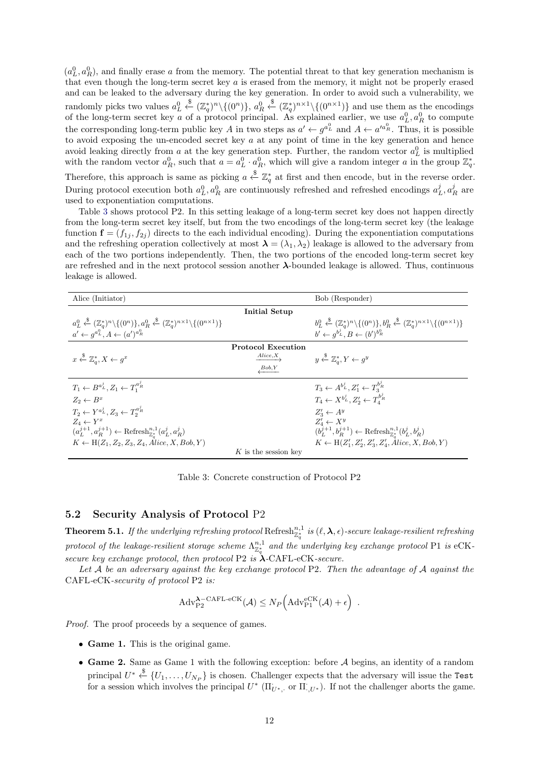$(a_L^0, a_R^0)$, and finally erase $a$ from the memory. The potential threat to that key generation mechanism is that even though the long-term secret key $a$ is erased from the memory, it might not be properly erased and can be leaked to the adversary during the key generation. In order to avoid such a vulnerability, we randomly picks two values $a_L^0 \xleftarrow{\$} (\mathbb{Z}_q^*)^n \backslash \{(0^n)\}$, $a_R^0 \xleftarrow{\$} (\mathbb{Z}_q^*)^{n\times 1} \backslash \{(0^{n\times 1})\}$ and use them as the encodings of the long-term secret key $a$ of a protocol principal. As explained earlier, we use $a_L^0, a_R^0$ to compute the corresponding long-term public key $A$ in two steps as $a' \leftarrow g^{a_L^0}$ and $A \leftarrow a'^{a_R^0}$. Thus, it is possible to avoid exposing the un-encoded secret key $a$ at any point of time in the key generation and hence avoid leaking directly from $a$ at the key generation step. Further, the random vector $a_L^0$ is multiplied with the random vector $a_R^0$, such that $a = a_L^0 \cdot a_R^0$, which will give a random integer $a$ in the group $\mathbb{Z}_q^*$. Therefore, this approach is same as picking $a \xleftarrow{\$} \mathbb{Z}_q^*$ at first and then encode, but in the reverse order. During protocol execution both $a_L^0, a_R^0$ are continuously refreshed and refreshed encodings $a_L^j, a_R^j$ are used to exponentiation computations.

Table 3 shows protocol P2. In this setting leakage of a long-term secret key does not happen directly from the long-term secret key itself, but from the two encodings of the long-term secret key (the leakage function $\mathbf{f} = (f_{1j}, f_{2j})$ directs to the each individual encoding). During the exponentiation computations and the refreshing operation collectively at most $\boldsymbol{\lambda} = (\lambda_1, \lambda_2)$ leakage is allowed to the adversary from each of the two portions independently. Then, the two portions of the encoded long-term secret key are refreshed and in the next protocol session another $\boldsymbol{\lambda}$-bounded leakage is allowed. Thus, continuous leakage is allowed.

| Alice (Initiator) | | Bob (Responder) |
|---|---|---|
| | **Initial Setup** | |
| $a_L^0 \xleftarrow{\$} (\mathbb{Z}_q^*)^n \backslash \{(0^n)\}, a_R^0 \xleftarrow{\$} (\mathbb{Z}_q^*)^{n\times 1} \backslash \{(0^{n\times 1})\}$ <br> $a' \leftarrow g^{a_L^0}, A \leftarrow (a')^{a_R^0}$ | | $b_L^0 \xleftarrow{\$} (\mathbb{Z}_q^*)^n \backslash \{(0^n)\}, b_R^0 \xleftarrow{\$} (\mathbb{Z}_q^*)^{n\times 1} \backslash \{(0^{n\times 1})\}$ <br> $b' \leftarrow g^{b_L^0}, B \leftarrow (b')^{b_R^0}$ |
| | **Protocol Execution** | |
| $x \xleftarrow{\$} \mathbb{Z}_q^*, X \leftarrow g^x$ | $\xrightarrow{Alice, X}$ <br> $\xleftarrow{Bob, Y}$ | $y \xleftarrow{\$} \mathbb{Z}_q^*, Y \leftarrow g^y$ |
| $T_1 \leftarrow B^{a_L^j}, Z_1 \leftarrow T_1^{a_R^j}$ <br> $Z_2 \leftarrow B^x$ <br> $T_2 \leftarrow Y^{a_L^j}, Z_3 \leftarrow T_2^{a_R^j}$ <br> $Z_4 \leftarrow Y^x$ <br> $(a_L^{j+1}, a_R^{j+1}) \leftarrow \text{Refresh}_{\mathbb{Z}_q^*}^{n,1}(a_L^j, a_R^j)$ <br> $K \leftarrow \text{H}(Z_1, Z_2, Z_3, Z_4, Alice, X, Bob, Y)$ | | $T_3 \leftarrow A^{b_L^j}, Z_1' \leftarrow T_3^{b_R^j}$ <br> $T_4 \leftarrow X^{b_L^j}, Z_2' \leftarrow T_4^{b_R^j}$ <br> $Z_3' \leftarrow A^y$ <br> $Z_4' \leftarrow X^y$ <br> $(b_L^{j+1}, b_R^{j+1}) \leftarrow \text{Refresh}_{\mathbb{Z}_q^*}^{n,1}(b_L^j, b_R^j)$ <br> $K \leftarrow \text{H}(Z_1', Z_2', Z_3', Z_4', Alice, X, Bob, Y)$ |
| | $K$ is the session key | |

Table 3: Concrete construction of Protocol P2

## 5.2 Security Analysis of Protocol P2

**Theorem 5.1.** *If the underlying refreshing protocol* $\text{Refresh}_{\mathbb{Z}_q^*}^{n,1}$ *is* $(\ell, \boldsymbol{\lambda}, \epsilon)$*-secure leakage-resilient refreshing protocol of the leakage-resilient storage scheme* $\Lambda_{\mathbb{Z}_q^*}^{n,1}$ *and the underlying key exchange protocol* P1 *is* eCK*-secure key exchange protocol, then protocol* P2 *is* $\boldsymbol{\lambda}$-CAFL-eCK*-secure.*

*Let* $\mathcal{A}$ *be an adversary against the key exchange protocol* P2*. Then the advantage of* $\mathcal{A}$ *against the* CAFL-eCK*-security of protocol* P2 *is:*

$$\text{Adv}_{\text{P2}}^{\boldsymbol{\lambda}-\text{CAFL-eCK}}(\mathcal{A}) \leq N_P \Big( \text{Adv}_{\text{P1}}^{\text{eCK}}(\mathcal{A}) + \epsilon \Big) \ .$$

*Proof.* The proof proceeds by a sequence of games.

- **Game 1.** This is the original game.
- **Game 2.** Same as Game 1 with the following exception: before $\mathcal{A}$ begins, an identity of a random principal $U^* \xleftarrow{\$} \{U_1, \ldots, U_{N_P}\}$ is chosen. Challenger expects that the adversary will issue the `Test` for a session which involves the principal $U^*$ ($\Pi_{U^*,\cdot}$ or $\Pi_{\cdot,U^*}$). If not the challenger aborts the game.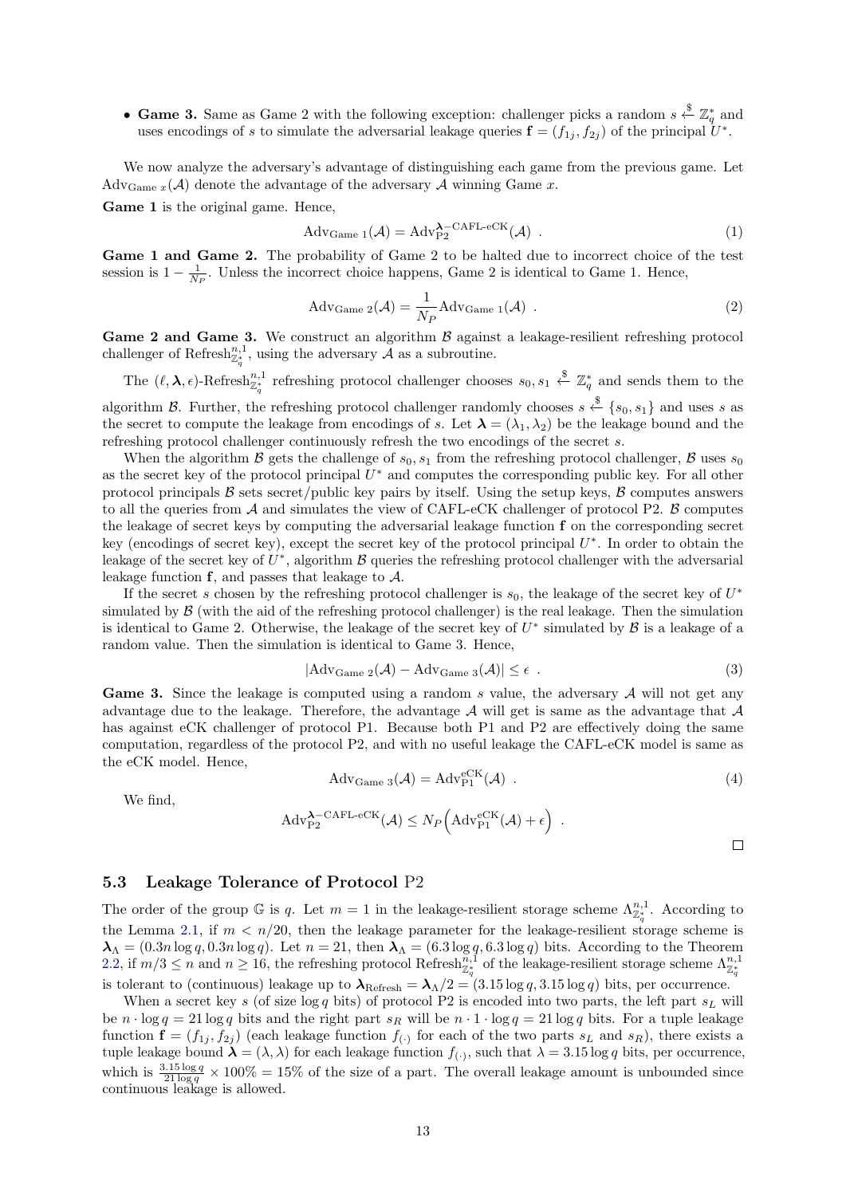- **Game 3.** Same as Game 2 with the following exception: challenger picks a random $s \xleftarrow{\$} \mathbb{Z}_q^*$ and uses encodings of $s$ to simulate the adversarial leakage queries $\mathbf{f} = (f_{1j}, f_{2j})$ of the principal $U^*$.

We now analyze the adversary's advantage of distinguishing each game from the previous game. Let $\text{Adv}_{\text{Game } x}(\mathcal{A})$ denote the advantage of the adversary $\mathcal{A}$ winning Game $x$.

**Game 1** is the original game. Hence,

$$\text{Adv}_{\text{Game 1}}(\mathcal{A}) = \text{Adv}_{\text{P2}}^{\boldsymbol{\lambda}-\text{CAFL-eCK}}(\mathcal{A}) \ . \tag{1}$$

**Game 1 and Game 2.** The probability of Game 2 to be halted due to incorrect choice of the test session is $1 - \frac{1}{N_P}$. Unless the incorrect choice happens, Game 2 is identical to Game 1. Hence,

$$\text{Adv}_{\text{Game 2}}(\mathcal{A}) = \frac{1}{N_P}\text{Adv}_{\text{Game 1}}(\mathcal{A}) \ . \tag{2}$$

**Game 2 and Game 3.** We construct an algorithm $\mathcal{B}$ against a leakage-resilient refreshing protocol challenger of $\text{Refresh}_{\mathbb{Z}_q^*}^{n,1}$, using the adversary $\mathcal{A}$ as a subroutine.

The $(\ell, \boldsymbol{\lambda}, \epsilon)$-$\text{Refresh}_{\mathbb{Z}_q^*}^{n,1}$ refreshing protocol challenger chooses $s_0, s_1 \xleftarrow{\$} \mathbb{Z}_q^*$ and sends them to the algorithm $\mathcal{B}$. Further, the refreshing protocol challenger randomly chooses $s \xleftarrow{\$} \{s_0, s_1\}$ and uses $s$ as the secret to compute the leakage from encodings of $s$. Let $\boldsymbol{\lambda} = (\lambda_1, \lambda_2)$ be the leakage bound and the refreshing protocol challenger continuously refresh the two encodings of the secret $s$.

When the algorithm $\mathcal{B}$ gets the challenge of $s_0, s_1$ from the refreshing protocol challenger, $\mathcal{B}$ uses $s_0$ as the secret key of the protocol principal $U^*$ and computes the corresponding public key. For all other protocol principals $\mathcal{B}$ sets secret/public key pairs by itself. Using the setup keys, $\mathcal{B}$ computes answers to all the queries from $\mathcal{A}$ and simulates the view of CAFL-eCK challenger of protocol P2. $\mathcal{B}$ computes the leakage of secret keys by computing the adversarial leakage function $\mathbf{f}$ on the corresponding secret key (encodings of secret key), except the secret key of the protocol principal $U^*$. In order to obtain the leakage of the secret key of $U^*$, algorithm $\mathcal{B}$ queries the refreshing protocol challenger with the adversarial leakage function $\mathbf{f}$, and passes that leakage to $\mathcal{A}$.

If the secret $s$ chosen by the refreshing protocol challenger is $s_0$, the leakage of the secret key of $U^*$ simulated by $\mathcal{B}$ (with the aid of the refreshing protocol challenger) is the real leakage. Then the simulation is identical to Game 2. Otherwise, the leakage of the secret key of $U^*$ simulated by $\mathcal{B}$ is a leakage of a random value. Then the simulation is identical to Game 3. Hence,

$$|\text{Adv}_{\text{Game 2}}(\mathcal{A}) - \text{Adv}_{\text{Game 3}}(\mathcal{A})| \leq \epsilon \ . \tag{3}$$

**Game 3.** Since the leakage is computed using a random $s$ value, the adversary $\mathcal{A}$ will not get any advantage due to the leakage. Therefore, the advantage $\mathcal{A}$ will get is same as the advantage that $\mathcal{A}$ has against eCK challenger of protocol P1. Because both P1 and P2 are effectively doing the same computation, regardless of the protocol P2, and with no useful leakage the CAFL-eCK model is same as the eCK model. Hence,

$$\text{Adv}_{\text{Game 3}}(\mathcal{A}) = \text{Adv}_{\text{P1}}^{\text{eCK}}(\mathcal{A}) \ . \tag{4}$$

We find,

$$\text{Adv}_{\text{P2}}^{\boldsymbol{\lambda}-\text{CAFL-eCK}}(\mathcal{A}) \leq N_P\Big(\text{Adv}_{\text{P1}}^{\text{eCK}}(\mathcal{A}) + \epsilon\Big) \ .$$

□

### 5.3 Leakage Tolerance of Protocol P2

The order of the group $\mathbb{G}$ is $q$. Let $m = 1$ in the leakage-resilient storage scheme $\Lambda_{\mathbb{Z}_q^*}^{n,1}$. According to the Lemma 2.1, if $m < n/20$, then the leakage parameter for the leakage-resilient storage scheme is $\boldsymbol{\lambda}_\Lambda = (0.3n \log q, 0.3n \log q)$. Let $n = 21$, then $\boldsymbol{\lambda}_\Lambda = (6.3 \log q, 6.3 \log q)$ bits. According to the Theorem 2.2, if $m/3 \leq n$ and $n \geq 16$, the refreshing protocol $\text{Refresh}_{\mathbb{Z}_q^*}^{n,1}$ of the leakage-resilient storage scheme $\Lambda_{\mathbb{Z}_q^*}^{n,1}$ is tolerant to (continuous) leakage up to $\boldsymbol{\lambda}_{\text{Refresh}} = \boldsymbol{\lambda}_\Lambda/2 = (3.15 \log q, 3.15 \log q)$ bits, per occurrence.

When a secret key $s$ (of size $\log q$ bits) of protocol P2 is encoded into two parts, the left part $s_L$ will be $n \cdot \log q = 21 \log q$ bits and the right part $s_R$ will be $n \cdot 1 \cdot \log q = 21 \log q$ bits. For a tuple leakage function $\mathbf{f} = (f_{1j}, f_{2j})$ (each leakage function $f_{(\cdot)}$ for each of the two parts $s_L$ and $s_R$), there exists a tuple leakage bound $\boldsymbol{\lambda} = (\lambda, \lambda)$ for each leakage function $f_{(\cdot)}$, such that $\lambda = 3.15 \log q$ bits, per occurrence, which is $\frac{3.15 \log q}{21 \log q} \times 100\% = 15\%$ of the size of a part. The overall leakage amount is unbounded since continuous leakage is allowed.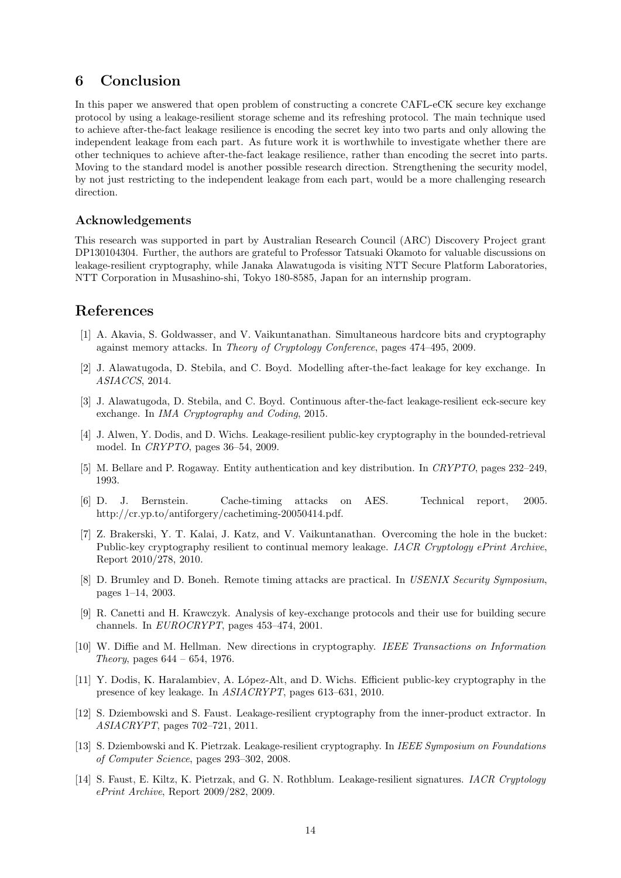# 6 Conclusion

In this paper we answered that open problem of constructing a concrete CAFL-eCK secure key exchange protocol by using a leakage-resilient storage scheme and its refreshing protocol. The main technique used to achieve after-the-fact leakage resilience is encoding the secret key into two parts and only allowing the independent leakage from each part. As future work it is worthwhile to investigate whether there are other techniques to achieve after-the-fact leakage resilience, rather than encoding the secret into parts. Moving to the standard model is another possible research direction. Strengthening the security model, by not just restricting to the independent leakage from each part, would be a more challenging research direction.

### Acknowledgements

This research was supported in part by Australian Research Council (ARC) Discovery Project grant DP130104304. Further, the authors are grateful to Professor Tatsuaki Okamoto for valuable discussions on leakage-resilient cryptography, while Janaka Alawatugoda is visiting NTT Secure Platform Laboratories, NTT Corporation in Musashino-shi, Tokyo 180-8585, Japan for an internship program.

# References

[1] A. Akavia, S. Goldwasser, and V. Vaikuntanathan. Simultaneous hardcore bits and cryptography against memory attacks. In *Theory of Cryptology Conference*, pages 474–495, 2009.

[2] J. Alawatugoda, D. Stebila, and C. Boyd. Modelling after-the-fact leakage for key exchange. In *ASIACCS*, 2014.

[3] J. Alawatugoda, D. Stebila, and C. Boyd. Continuous after-the-fact leakage-resilient eck-secure key exchange. In *IMA Cryptography and Coding*, 2015.

[4] J. Alwen, Y. Dodis, and D. Wichs. Leakage-resilient public-key cryptography in the bounded-retrieval model. In *CRYPTO*, pages 36–54, 2009.

[5] M. Bellare and P. Rogaway. Entity authentication and key distribution. In *CRYPTO*, pages 232–249, 1993.

[6] D. J. Bernstein. Cache-timing attacks on AES. Technical report, 2005. http://cr.yp.to/antiforgery/cachetiming-20050414.pdf.

[7] Z. Brakerski, Y. T. Kalai, J. Katz, and V. Vaikuntanathan. Overcoming the hole in the bucket: Public-key cryptography resilient to continual memory leakage. *IACR Cryptology ePrint Archive*, Report 2010/278, 2010.

[8] D. Brumley and D. Boneh. Remote timing attacks are practical. In *USENIX Security Symposium*, pages 1–14, 2003.

[9] R. Canetti and H. Krawczyk. Analysis of key-exchange protocols and their use for building secure channels. In *EUROCRYPT*, pages 453–474, 2001.

[10] W. Diffie and M. Hellman. New directions in cryptography. *IEEE Transactions on Information Theory*, pages 644 – 654, 1976.

[11] Y. Dodis, K. Haralambiev, A. López-Alt, and D. Wichs. Efficient public-key cryptography in the presence of key leakage. In *ASIACRYPT*, pages 613–631, 2010.

[12] S. Dziembowski and S. Faust. Leakage-resilient cryptography from the inner-product extractor. In *ASIACRYPT*, pages 702–721, 2011.

[13] S. Dziembowski and K. Pietrzak. Leakage-resilient cryptography. In *IEEE Symposium on Foundations of Computer Science*, pages 293–302, 2008.

[14] S. Faust, E. Kiltz, K. Pietrzak, and G. N. Rothblum. Leakage-resilient signatures. *IACR Cryptology ePrint Archive*, Report 2009/282, 2009.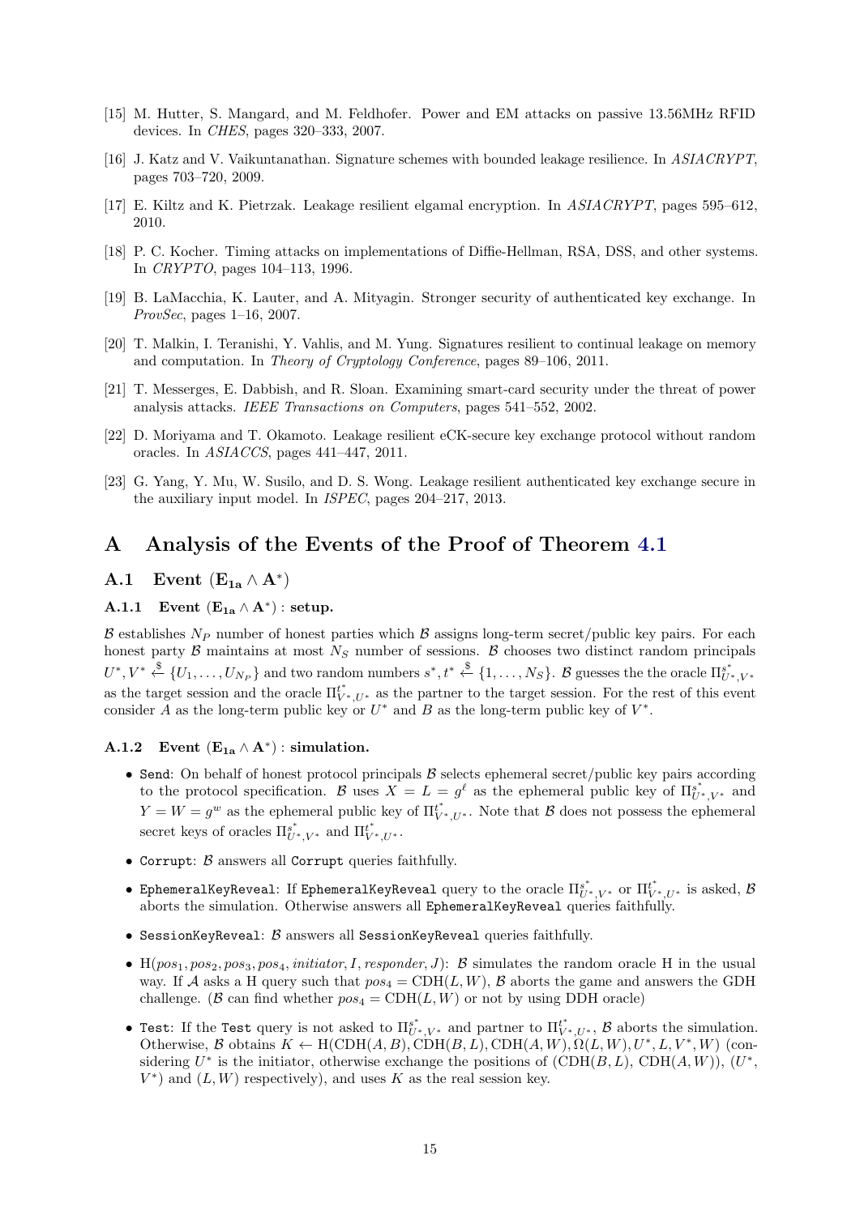[15] M. Hutter, S. Mangard, and M. Feldhofer. Power and EM attacks on passive 13.56MHz RFID devices. In *CHES*, pages 320–333, 2007.

[16] J. Katz and V. Vaikuntanathan. Signature schemes with bounded leakage resilience. In *ASIACRYPT*, pages 703–720, 2009.

[17] E. Kiltz and K. Pietrzak. Leakage resilient elgamal encryption. In *ASIACRYPT*, pages 595–612, 2010.

[18] P. C. Kocher. Timing attacks on implementations of Diffie-Hellman, RSA, DSS, and other systems. In *CRYPTO*, pages 104–113, 1996.

[19] B. LaMacchia, K. Lauter, and A. Mityagin. Stronger security of authenticated key exchange. In *ProvSec*, pages 1–16, 2007.

[20] T. Malkin, I. Teranishi, Y. Vahlis, and M. Yung. Signatures resilient to continual leakage on memory and computation. In *Theory of Cryptology Conference*, pages 89–106, 2011.

[21] T. Messerges, E. Dabbish, and R. Sloan. Examining smart-card security under the threat of power analysis attacks. *IEEE Transactions on Computers*, pages 541–552, 2002.

[22] D. Moriyama and T. Okamoto. Leakage resilient eCK-secure key exchange protocol without random oracles. In *ASIACCS*, pages 441–447, 2011.

[23] G. Yang, Y. Mu, W. Susilo, and D. S. Wong. Leakage resilient authenticated key exchange secure in the auxiliary input model. In *ISPEC*, pages 204–217, 2013.

# A Analysis of the Events of the Proof of Theorem 4.1

## A.1 Event $(\mathbf{E_{1a}} \wedge \mathbf{A}^*)$

### A.1.1 Event $(\mathbf{E_{1a}} \wedge \mathbf{A}^*)$ : setup.

$\mathcal{B}$ establishes $N_P$ number of honest parties which $\mathcal{B}$ assigns long-term secret/public key pairs. For each honest party $\mathcal{B}$ maintains at most $N_S$ number of sessions. $\mathcal{B}$ chooses two distinct random principals $U^*, V^* \xleftarrow{\$} \{U_1, \ldots, U_{N_P}\}$ and two random numbers $s^*, t^* \xleftarrow{\$} \{1, \ldots, N_S\}$. $\mathcal{B}$ guesses the the oracle $\Pi^{s^*}_{U^*,V^*}$ as the target session and the oracle $\Pi^{t^*}_{V^*,U^*}$ as the partner to the target session. For the rest of this event consider $A$ as the long-term public key or $U^*$ and $B$ as the long-term public key of $V^*$.

### A.1.2 Event $(\mathbf{E_{1a}} \wedge \mathbf{A}^*)$ : simulation.

- `Send`: On behalf of honest protocol principals $\mathcal{B}$ selects ephemeral secret/public key pairs according to the protocol specification. $\mathcal{B}$ uses $X = L = g^{\ell}$ as the ephemeral public key of $\Pi^{s^*}_{U^*,V^*}$ and $Y = W = g^{w}$ as the ephemeral public key of $\Pi^{t^*}_{V^*,U^*}$. Note that $\mathcal{B}$ does not possess the ephemeral secret keys of oracles $\Pi^{s^*}_{U^*,V^*}$ and $\Pi^{t^*}_{V^*,U^*}$.
- `Corrupt`: $\mathcal{B}$ answers all `Corrupt` queries faithfully.
- `EphemeralKeyReveal`: If `EphemeralKeyReveal` query to the oracle $\Pi^{s^*}_{U^*,V^*}$ or $\Pi^{t^*}_{V^*,U^*}$ is asked, $\mathcal{B}$ aborts the simulation. Otherwise answers all `EphemeralKeyReveal` queries faithfully.
- `SessionKeyReveal`: $\mathcal{B}$ answers all `SessionKeyReveal` queries faithfully.
- $\mathrm{H}(pos_1, pos_2, pos_3, pos_4, initiator, I, responder, J)$: $\mathcal{B}$ simulates the random oracle H in the usual way. If $\mathcal{A}$ asks a H query such that $pos_4 = \mathrm{CDH}(L, W)$, $\mathcal{B}$ aborts the game and answers the GDH challenge. ($\mathcal{B}$ can find whether $pos_4 = \mathrm{CDH}(L, W)$ or not by using DDH oracle)
- `Test`: If the `Test` query is not asked to $\Pi^{s^*}_{U^*,V^*}$ and partner to $\Pi^{t^*}_{V^*,U^*}$, $\mathcal{B}$ aborts the simulation. Otherwise, $\mathcal{B}$ obtains $K \leftarrow \mathrm{H}(\mathrm{CDH}(A, B), \mathrm{CDH}(B, L), \mathrm{CDH}(A, W), \Omega(L, W), U^*, L, V^*, W)$ (considering $U^*$ is the initiator, otherwise exchange the positions of $(\mathrm{CDH}(B, L), \mathrm{CDH}(A, W))$, $(U^*, V^*)$ and $(L, W)$ respectively), and uses $K$ as the real session key.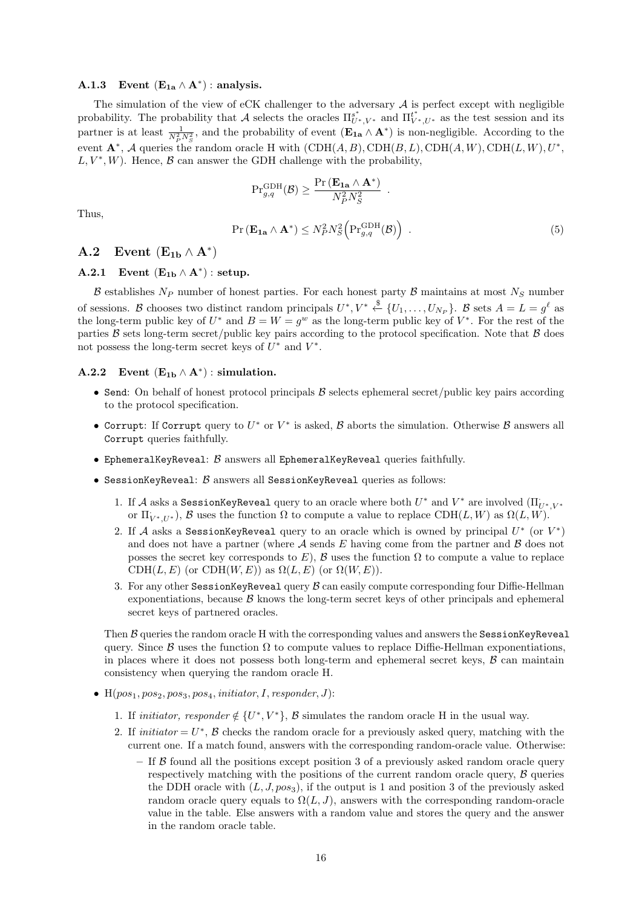#### A.1.3 Event $(\mathbf{E_{1a}} \wedge \mathbf{A}^*)$ : analysis.

The simulation of the view of eCK challenger to the adversary $\mathcal{A}$ is perfect except with negligible probability. The probability that $\mathcal{A}$ selects the oracles $\Pi^{s^*}_{U^*,V^*}$ and $\Pi^{t^*}_{V^*,U^*}$ as the test session and its partner is at least $\frac{1}{N_P^2 N_S^2}$, and the probability of event $(\mathbf{E_{1a}} \wedge \mathbf{A}^*)$ is non-negligible. According to the event $\mathbf{A}^*$, $\mathcal{A}$ queries the random oracle H with $(\mathrm{CDH}(A, B), \mathrm{CDH}(B, L), \mathrm{CDH}(A, W), \mathrm{CDH}(L, W), U^*, L, V^*, W)$. Hence, $\mathcal{B}$ can answer the GDH challenge with the probability,

$$\Pr^{\mathrm{GDH}}_{g,q}(\mathcal{B}) \geq \frac{\Pr(\mathbf{E_{1a}} \wedge \mathbf{A}^*)}{N_P^2 N_S^2} \ .$$

Thus,

$$\Pr(\mathbf{E_{1a}} \wedge \mathbf{A}^*) \leq N_P^2 N_S^2 \Big(\Pr^{\mathrm{GDH}}_{g,q}(\mathcal{B})\Big) \ . \tag{5}$$

## A.2 Event $(\mathbf{E_{1b}} \wedge \mathbf{A}^*)$

#### A.2.1 Event $(\mathbf{E_{1b}} \wedge \mathbf{A}^*)$ : setup.

$\mathcal{B}$ establishes $N_P$ number of honest parties. For each honest party $\mathcal{B}$ maintains at most $N_S$ number of sessions. $\mathcal{B}$ chooses two distinct random principals $U^*, V^* \xleftarrow{\$} \{U_1, \ldots, U_{N_P}\}$. $\mathcal{B}$ sets $A = L = g^{\ell}$ as the long-term public key of $U^*$ and $B = W = g^w$ as the long-term public key of $V^*$. For the rest of the parties $\mathcal{B}$ sets long-term secret/public key pairs according to the protocol specification. Note that $\mathcal{B}$ does not possess the long-term secret keys of $U^*$ and $V^*$.

#### A.2.2 Event $(\mathbf{E_{1b}} \wedge \mathbf{A}^*)$ : simulation.

- `Send`: On behalf of honest protocol principals $\mathcal{B}$ selects ephemeral secret/public key pairs according to the protocol specification.
- `Corrupt`: If `Corrupt` query to $U^*$ or $V^*$ is asked, $\mathcal{B}$ aborts the simulation. Otherwise $\mathcal{B}$ answers all `Corrupt` queries faithfully.
- `EphemeralKeyReveal`: $\mathcal{B}$ answers all `EphemeralKeyReveal` queries faithfully.
- `SessionKeyReveal`: $\mathcal{B}$ answers all `SessionKeyReveal` queries as follows:
  1. If $\mathcal{A}$ asks a `SessionKeyReveal` query to an oracle where both $U^*$ and $V^*$ are involved ($\Pi_{U^*,V^*}$ or $\Pi_{V^*,U^*}$), $\mathcal{B}$ uses the function $\Omega$ to compute a value to replace $\mathrm{CDH}(L, W)$ as $\Omega(L, W)$.
  2. If $\mathcal{A}$ asks a `SessionKeyReveal` query to an oracle which is owned by principal $U^*$ (or $V^*$) and does not have a partner (where $\mathcal{A}$ sends $E$ having come from the partner and $\mathcal{B}$ does not posses the secret key corresponds to $E$), $\mathcal{B}$ uses the function $\Omega$ to compute a value to replace $\mathrm{CDH}(L, E)$ (or $\mathrm{CDH}(W, E)$) as $\Omega(L, E)$ (or $\Omega(W, E)$).
  3. For any other `SessionKeyReveal` query $\mathcal{B}$ can easily compute corresponding four Diffie-Hellman exponentiations, because $\mathcal{B}$ knows the long-term secret keys of other principals and ephemeral secret keys of partnered oracles.

  Then $\mathcal{B}$ queries the random oracle H with the corresponding values and answers the `SessionKeyReveal` query. Since $\mathcal{B}$ uses the function $\Omega$ to compute values to replace Diffie-Hellman exponentiations, in places where it does not possess both long-term and ephemeral secret keys, $\mathcal{B}$ can maintain consistency when querying the random oracle H.
- $\mathrm{H}(pos_1, pos_2, pos_3, pos_4, initiator, I, responder, J)$:
  1. If *initiator, responder* $\notin \{U^*, V^*\}$, $\mathcal{B}$ simulates the random oracle H in the usual way.
  2. If *initiator* $= U^*$, $\mathcal{B}$ checks the random oracle for a previously asked query, matching with the current one. If a match found, answers with the corresponding random-oracle value. Otherwise:
     - If $\mathcal{B}$ found all the positions except position 3 of a previously asked random oracle query respectively matching with the positions of the current random oracle query, $\mathcal{B}$ queries the DDH oracle with $(L, J, pos_3)$, if the output is 1 and position 3 of the previously asked random oracle query equals to $\Omega(L, J)$, answers with the corresponding random-oracle value in the table. Else answers with a random value and stores the query and the answer in the random oracle table.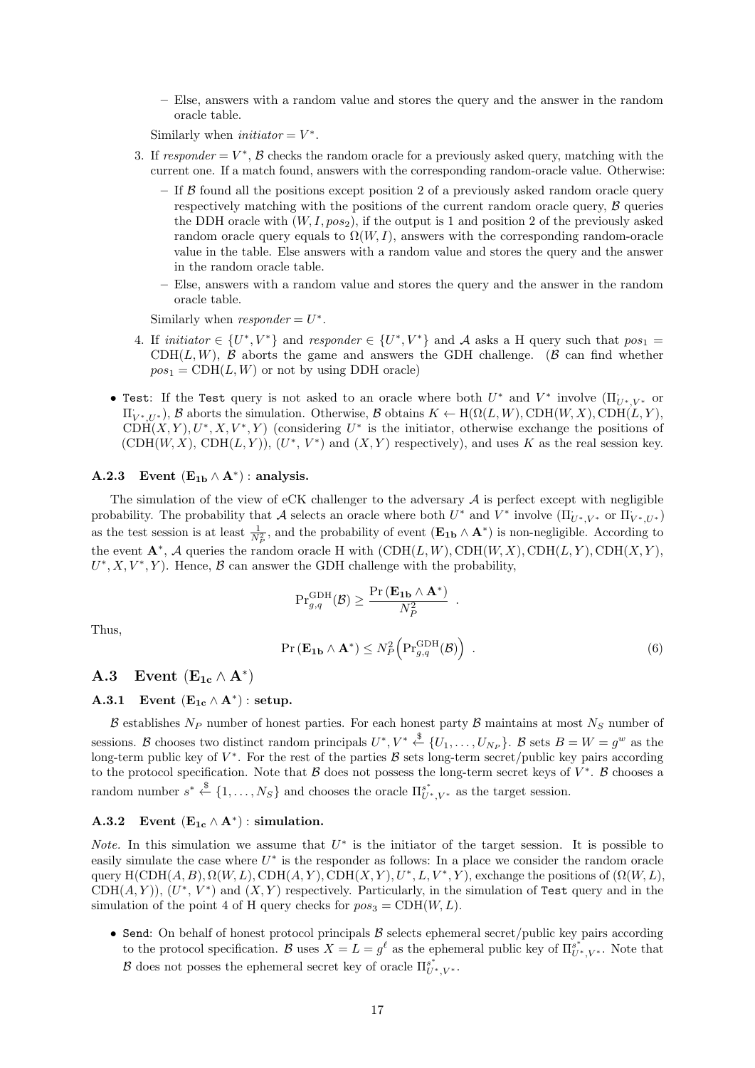- Else, answers with a random value and stores the query and the answer in the random oracle table.

  Similarly when *initiator* $= V^*$.

3. If *responder* $= V^*$, $\mathcal{B}$ checks the random oracle for a previously asked query, matching with the current one. If a match found, answers with the corresponding random-oracle value. Otherwise:
   - If $\mathcal{B}$ found all the positions except position 2 of a previously asked random oracle query respectively matching with the positions of the current random oracle query, $\mathcal{B}$ queries the DDH oracle with $(W, I, pos_2)$, if the output is 1 and position 2 of the previously asked random oracle query equals to $\Omega(W, I)$, answers with the corresponding random-oracle value in the table. Else answers with a random value and stores the query and the answer in the random oracle table.
   - Else, answers with a random value and stores the query and the answer in the random oracle table.

   Similarly when *responder* $= U^*$.

4. If *initiator* $\in \{U^*, V^*\}$ and *responder* $\in \{U^*, V^*\}$ and $\mathcal{A}$ asks a H query such that $pos_1 = \mathrm{CDH}(L, W)$, $\mathcal{B}$ aborts the game and answers the GDH challenge. ($\mathcal{B}$ can find whether $pos_1 = \mathrm{CDH}(L, W)$ or not by using DDH oracle)

- `Test`: If the `Test` query is not asked to an oracle where both $U^*$ and $V^*$ involve ($\Pi_{U^*,V^*}$ or $\Pi_{V^*,U^*}$), $\mathcal{B}$ aborts the simulation. Otherwise, $\mathcal{B}$ obtains $K \leftarrow \mathrm{H}(\Omega(L, W), \mathrm{CDH}(W, X), \mathrm{CDH}(L, Y), \mathrm{CDH}(X, Y), U^*, X, V^*, Y)$ (considering $U^*$ is the initiator, otherwise exchange the positions of $(\mathrm{CDH}(W, X), \mathrm{CDH}(L, Y))$, $(U^*, V^*)$ and $(X, Y)$ respectively), and uses $K$ as the real session key.

#### A.2.3 Event $(\mathbf{E_{1b}} \wedge \mathbf{A}^*)$ : analysis.

The simulation of the view of eCK challenger to the adversary $\mathcal{A}$ is perfect except with negligible probability. The probability that $\mathcal{A}$ selects an oracle where both $U^*$ and $V^*$ involve ($\Pi_{U^*,V^*}$ or $\Pi_{V^*,U^*}$) as the test session is at least $\frac{1}{N_P^2}$, and the probability of event $(\mathbf{E_{1b}} \wedge \mathbf{A}^*)$ is non-negligible. According to the event $\mathbf{A}^*$, $\mathcal{A}$ queries the random oracle H with $(\mathrm{CDH}(L, W), \mathrm{CDH}(W, X), \mathrm{CDH}(L, Y), \mathrm{CDH}(X, Y), U^*, X, V^*, Y)$. Hence, $\mathcal{B}$ can answer the GDH challenge with the probability,

$$\Pr^{\mathrm{GDH}}_{g,q}(\mathcal{B}) \geq \frac{\Pr(\mathbf{E_{1b}} \wedge \mathbf{A}^*)}{N_P^2} \ .$$

Thus,

$$\Pr(\mathbf{E_{1b}} \wedge \mathbf{A}^*) \leq N_P^2 \Big(\Pr^{\mathrm{GDH}}_{g,q}(\mathcal{B})\Big) \ . \tag{6}$$

### A.3 Event $(\mathbf{E_{1c}} \wedge \mathbf{A}^*)$

#### A.3.1 Event $(\mathbf{E_{1c}} \wedge \mathbf{A}^*)$ : setup.

$\mathcal{B}$ establishes $N_P$ number of honest parties. For each honest party $\mathcal{B}$ maintains at most $N_S$ number of sessions. $\mathcal{B}$ chooses two distinct random principals $U^*, V^* \xleftarrow{\$} \{U_1, \ldots, U_{N_P}\}$. $\mathcal{B}$ sets $B = W = g^w$ as the long-term public key of $V^*$. For the rest of the parties $\mathcal{B}$ sets long-term secret/public key pairs according to the protocol specification. Note that $\mathcal{B}$ does not possess the long-term secret keys of $V^*$. $\mathcal{B}$ chooses a random number $s^* \xleftarrow{\$} \{1, \ldots, N_S\}$ and chooses the oracle $\Pi^{s^*}_{U^*,V^*}$ as the target session.

#### A.3.2 Event $(\mathbf{E_{1c}} \wedge \mathbf{A}^*)$ : simulation.

*Note.* In this simulation we assume that $U^*$ is the initiator of the target session. It is possible to easily simulate the case where $U^*$ is the responder as follows: In a place we consider the random oracle query $\mathrm{H}(\mathrm{CDH}(A, B), \Omega(W, L), \mathrm{CDH}(A, Y), \mathrm{CDH}(X, Y), U^*, L, V^*, Y)$, exchange the positions of $(\Omega(W, L), \mathrm{CDH}(A, Y))$, $(U^*, V^*)$ and $(X, Y)$ respectively. Particularly, in the simulation of `Test` query and in the simulation of the point 4 of H query checks for $pos_3 = \mathrm{CDH}(W, L)$.

- `Send`: On behalf of honest protocol principals $\mathcal{B}$ selects ephemeral secret/public key pairs according to the protocol specification. $\mathcal{B}$ uses $X = L = g^\ell$ as the ephemeral public key of $\Pi^{s^*}_{U^*,V^*}$. Note that $\mathcal{B}$ does not posses the ephemeral secret key of oracle $\Pi^{s^*}_{U^*,V^*}$.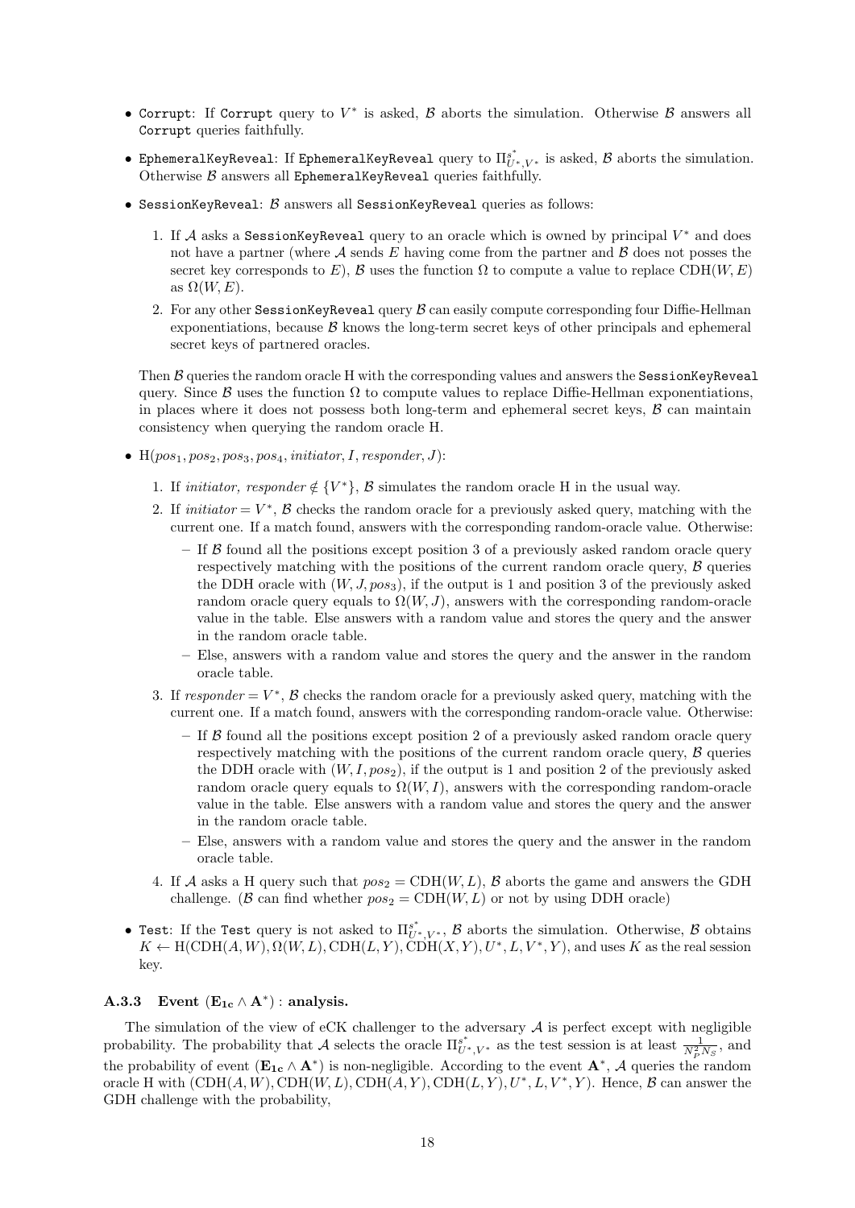- Corrupt: If Corrupt query to $V^*$ is asked, $\mathcal{B}$ aborts the simulation. Otherwise $\mathcal{B}$ answers all Corrupt queries faithfully.
- EphemeralKeyReveal: If EphemeralKeyReveal query to $\Pi^{s^*}_{U^*,V^*}$ is asked, $\mathcal{B}$ aborts the simulation. Otherwise $\mathcal{B}$ answers all EphemeralKeyReveal queries faithfully.
- SessionKeyReveal: $\mathcal{B}$ answers all SessionKeyReveal queries as follows:
  1. If $\mathcal{A}$ asks a SessionKeyReveal query to an oracle which is owned by principal $V^*$ and does not have a partner (where $\mathcal{A}$ sends $E$ having come from the partner and $\mathcal{B}$ does not posses the secret key corresponds to $E$), $\mathcal{B}$ uses the function $\Omega$ to compute a value to replace $\mathrm{CDH}(W, E)$ as $\Omega(W, E)$.
  2. For any other SessionKeyReveal query $\mathcal{B}$ can easily compute corresponding four Diffie-Hellman exponentiations, because $\mathcal{B}$ knows the long-term secret keys of other principals and ephemeral secret keys of partnered oracles.

  Then $\mathcal{B}$ queries the random oracle H with the corresponding values and answers the SessionKeyReveal query. Since $\mathcal{B}$ uses the function $\Omega$ to compute values to replace Diffie-Hellman exponentiations, in places where it does not possess both long-term and ephemeral secret keys, $\mathcal{B}$ can maintain consistency when querying the random oracle H.
- $\mathrm{H}(pos_1, pos_2, pos_3, pos_4, initiator, I, responder, J)$:
  1. If *initiator, responder* $\notin \{V^*\}$, $\mathcal{B}$ simulates the random oracle H in the usual way.
  2. If $initiator = V^*$, $\mathcal{B}$ checks the random oracle for a previously asked query, matching with the current one. If a match found, answers with the corresponding random-oracle value. Otherwise:
     - If $\mathcal{B}$ found all the positions except position 3 of a previously asked random oracle query respectively matching with the positions of the current random oracle query, $\mathcal{B}$ queries the DDH oracle with $(W, J, pos_3)$, if the output is 1 and position 3 of the previously asked random oracle query equals to $\Omega(W, J)$, answers with the corresponding random-oracle value in the table. Else answers with a random value and stores the query and the answer in the random oracle table.
     - Else, answers with a random value and stores the query and the answer in the random oracle table.
  3. If $responder = V^*$, $\mathcal{B}$ checks the random oracle for a previously asked query, matching with the current one. If a match found, answers with the corresponding random-oracle value. Otherwise:
     - If $\mathcal{B}$ found all the positions except position 2 of a previously asked random oracle query respectively matching with the positions of the current random oracle query, $\mathcal{B}$ queries the DDH oracle with $(W, I, pos_2)$, if the output is 1 and position 2 of the previously asked random oracle query equals to $\Omega(W, I)$, answers with the corresponding random-oracle value in the table. Else answers with a random value and stores the query and the answer in the random oracle table.
     - Else, answers with a random value and stores the query and the answer in the random oracle table.
  4. If $\mathcal{A}$ asks a H query such that $pos_2 = \mathrm{CDH}(W, L)$, $\mathcal{B}$ aborts the game and answers the GDH challenge. ($\mathcal{B}$ can find whether $pos_2 = \mathrm{CDH}(W, L)$ or not by using DDH oracle)
- Test: If the Test query is not asked to $\Pi^{s^*}_{U^*,V^*}$, $\mathcal{B}$ aborts the simulation. Otherwise, $\mathcal{B}$ obtains $K \leftarrow \mathrm{H}(\mathrm{CDH}(A, W), \Omega(W, L), \mathrm{CDH}(L, Y), \mathrm{CDH}(X, Y), U^*, L, V^*, Y)$, and uses $K$ as the real session key.

### A.3.3 Event $(\mathbf{E_{1c}} \wedge \mathbf{A}^*)$ : analysis.

The simulation of the view of eCK challenger to the adversary $\mathcal{A}$ is perfect except with negligible probability. The probability that $\mathcal{A}$ selects the oracle $\Pi^{s^*}_{U^*,V^*}$ as the test session is at least $\frac{1}{N_P^2 N_S}$, and the probability of event $(\mathbf{E_{1c}} \wedge \mathbf{A}^*)$ is non-negligible. According to the event $\mathbf{A}^*$, $\mathcal{A}$ queries the random oracle H with $(\mathrm{CDH}(A, W), \mathrm{CDH}(W, L), \mathrm{CDH}(A, Y), \mathrm{CDH}(L, Y), U^*, L, V^*, Y)$. Hence, $\mathcal{B}$ can answer the GDH challenge with the probability,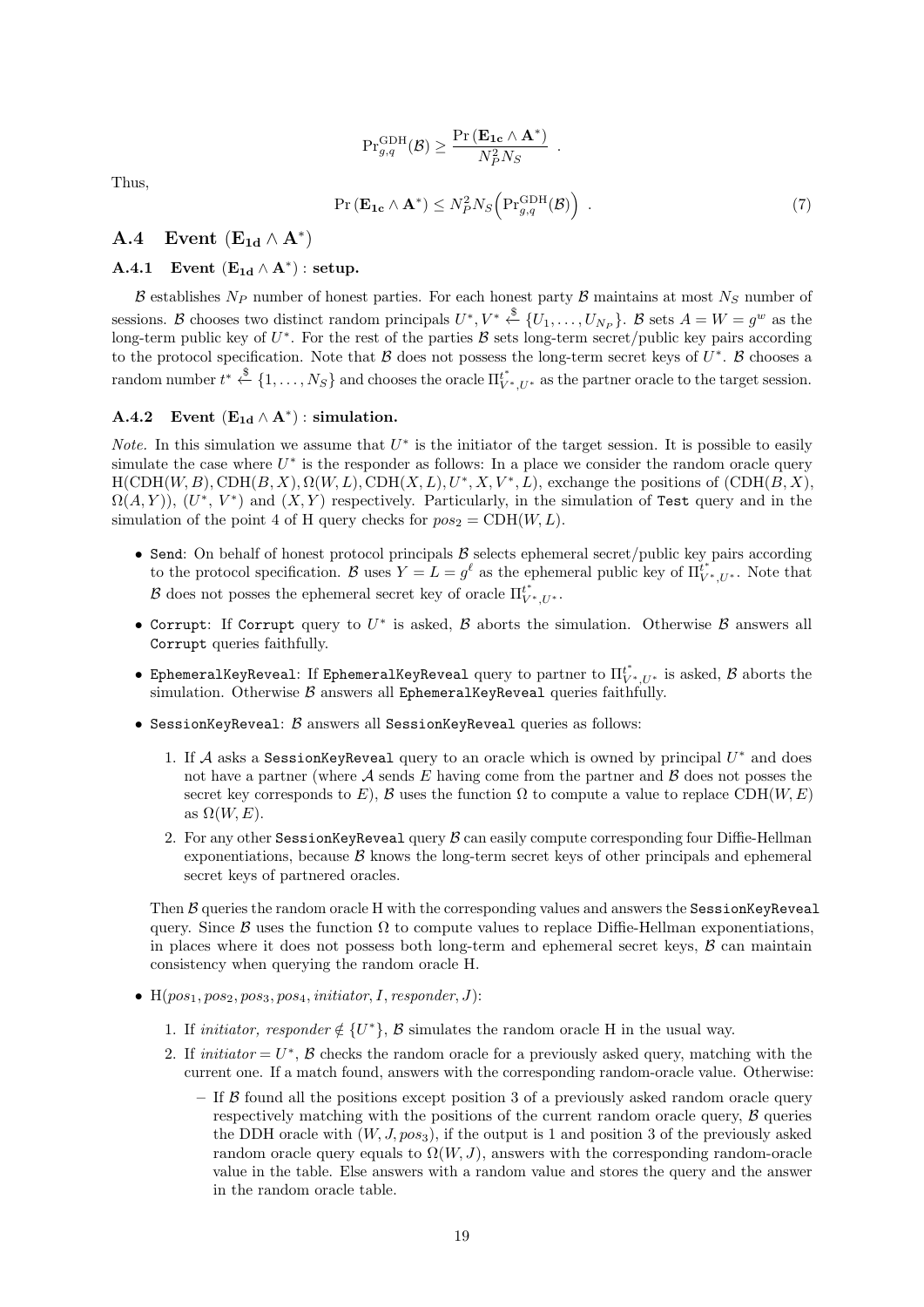$$\Pr^{\text{GDH}}_{g,q}(\mathcal{B}) \geq \frac{\Pr\left(\mathbf{E_{1c}} \wedge \mathbf{A}^*\right)}{N_P^2 N_S} \ .$$

Thus,

$$\Pr\left(\mathbf{E_{1c}} \wedge \mathbf{A}^*\right) \leq N_P^2 N_S \Big(\Pr^{\text{GDH}}_{g,q}(\mathcal{B})\Big) \ . \tag{7}$$

## A.4 Event $(\mathbf{E_{1d}} \wedge \mathbf{A}^*)$

### A.4.1 Event $(\mathbf{E_{1d}} \wedge \mathbf{A}^*)$ : setup.

$\mathcal{B}$ establishes $N_P$ number of honest parties. For each honest party $\mathcal{B}$ maintains at most $N_S$ number of sessions. $\mathcal{B}$ chooses two distinct random principals $U^*, V^* \xleftarrow{\$} \{U_1, \ldots, U_{N_P}\}$. $\mathcal{B}$ sets $A = W = g^w$ as the long-term public key of $U^*$. For the rest of the parties $\mathcal{B}$ sets long-term secret/public key pairs according to the protocol specification. Note that $\mathcal{B}$ does not possess the long-term secret keys of $U^*$. $\mathcal{B}$ chooses a random number $t^* \xleftarrow{\$} \{1, \ldots, N_S\}$ and chooses the oracle $\Pi^{t^*}_{V^*,U^*}$ as the partner oracle to the target session.

### A.4.2 Event $(\mathbf{E_{1d}} \wedge \mathbf{A}^*)$ : simulation.

*Note.* In this simulation we assume that $U^*$ is the initiator of the target session. It is possible to easily simulate the case where $U^*$ is the responder as follows: In a place we consider the random oracle query $\text{H}(\text{CDH}(W, B), \text{CDH}(B, X), \Omega(W, L), \text{CDH}(X, L), U^*, X, V^*, L)$, exchange the positions of $(\text{CDH}(B, X)$, $\Omega(A, Y))$, $(U^*, V^*)$ and $(X, Y)$ respectively. Particularly, in the simulation of `Test` query and in the simulation of the point 4 of H query checks for $pos_2 = \text{CDH}(W, L)$.

- `Send`: On behalf of honest protocol principals $\mathcal{B}$ selects ephemeral secret/public key pairs according to the protocol specification. $\mathcal{B}$ uses $Y = L = g^\ell$ as the ephemeral public key of $\Pi^{t^*}_{V^*,U^*}$. Note that $\mathcal{B}$ does not posses the ephemeral secret key of oracle $\Pi^{t^*}_{V^*,U^*}$.
- `Corrupt`: If `Corrupt` query to $U^*$ is asked, $\mathcal{B}$ aborts the simulation. Otherwise $\mathcal{B}$ answers all `Corrupt` queries faithfully.
- `EphemeralKeyReveal`: If `EphemeralKeyReveal` query to partner to $\Pi^{t^*}_{V^*,U^*}$ is asked, $\mathcal{B}$ aborts the simulation. Otherwise $\mathcal{B}$ answers all `EphemeralKeyReveal` queries faithfully.
- `SessionKeyReveal`: $\mathcal{B}$ answers all `SessionKeyReveal` queries as follows:
  1. If $\mathcal{A}$ asks a `SessionKeyReveal` query to an oracle which is owned by principal $U^*$ and does not have a partner (where $\mathcal{A}$ sends $E$ having come from the partner and $\mathcal{B}$ does not posses the secret key corresponds to $E$), $\mathcal{B}$ uses the function $\Omega$ to compute a value to replace $\text{CDH}(W, E)$ as $\Omega(W, E)$.
  2. For any other `SessionKeyReveal` query $\mathcal{B}$ can easily compute corresponding four Diffie-Hellman exponentiations, because $\mathcal{B}$ knows the long-term secret keys of other principals and ephemeral secret keys of partnered oracles.

  Then $\mathcal{B}$ queries the random oracle H with the corresponding values and answers the `SessionKeyReveal` query. Since $\mathcal{B}$ uses the function $\Omega$ to compute values to replace Diffie-Hellman exponentiations, in places where it does not possess both long-term and ephemeral secret keys, $\mathcal{B}$ can maintain consistency when querying the random oracle H.
- $\text{H}(pos_1, pos_2, pos_3, pos_4, initiator, I, responder, J)$:
  1. If *initiator, responder* $\notin \{U^*\}$, $\mathcal{B}$ simulates the random oracle H in the usual way.
  2. If *initiator* $= U^*$, $\mathcal{B}$ checks the random oracle for a previously asked query, matching with the current one. If a match found, answers with the corresponding random-oracle value. Otherwise:
     - If $\mathcal{B}$ found all the positions except position 3 of a previously asked random oracle query respectively matching with the positions of the current random oracle query, $\mathcal{B}$ queries the DDH oracle with $(W, J, pos_3)$, if the output is 1 and position 3 of the previously asked random oracle query equals to $\Omega(W, J)$, answers with the corresponding random-oracle value in the table. Else answers with a random value and stores the query and the answer in the random oracle table.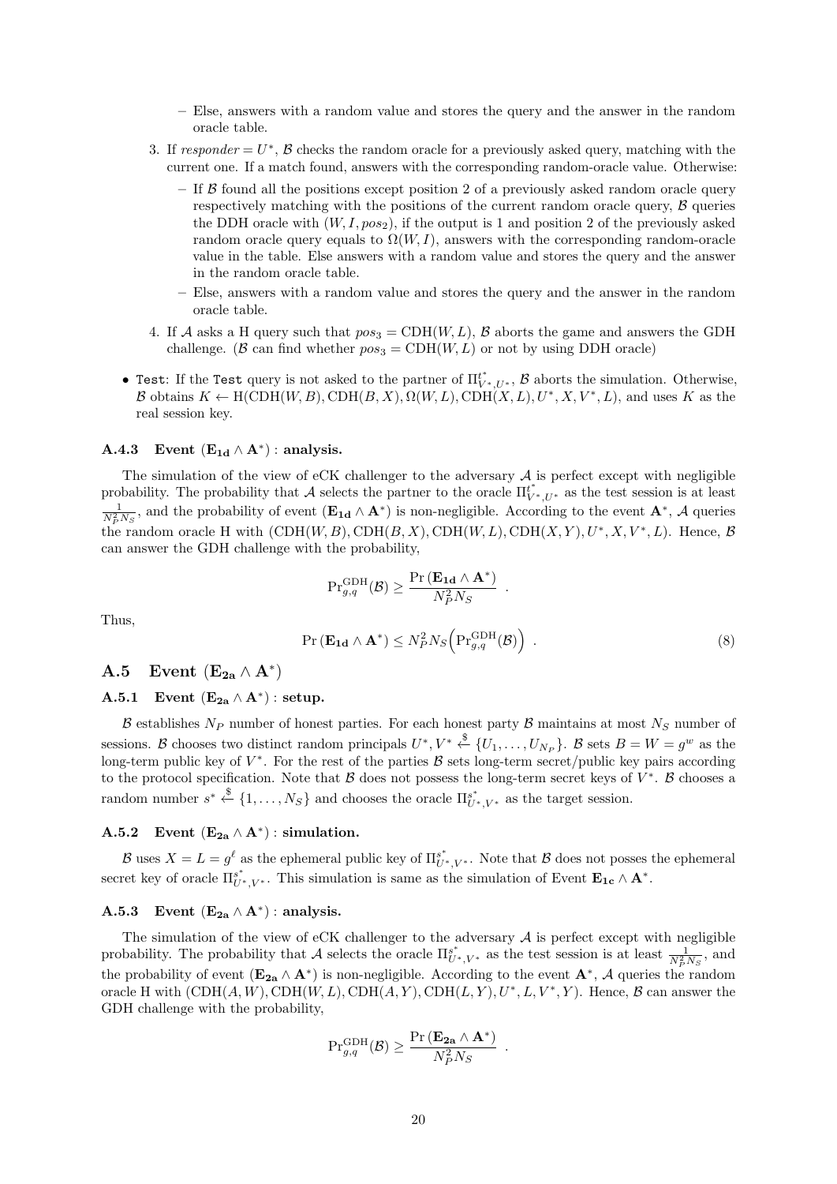- Else, answers with a random value and stores the query and the answer in the random oracle table.

3. If *responder* $= U^*$, $\mathcal{B}$ checks the random oracle for a previously asked query, matching with the current one. If a match found, answers with the corresponding random-oracle value. Otherwise:
   - If $\mathcal{B}$ found all the positions except position 2 of a previously asked random oracle query respectively matching with the positions of the current random oracle query, $\mathcal{B}$ queries the DDH oracle with $(W, I, pos_2)$, if the output is 1 and position 2 of the previously asked random oracle query equals to $\Omega(W, I)$, answers with the corresponding random-oracle value in the table. Else answers with a random value and stores the query and the answer in the random oracle table.
   - Else, answers with a random value and stores the query and the answer in the random oracle table.

4. If $\mathcal{A}$ asks a H query such that $pos_3 = \mathrm{CDH}(W, L)$, $\mathcal{B}$ aborts the game and answers the GDH challenge. ($\mathcal{B}$ can find whether $pos_3 = \mathrm{CDH}(W, L)$ or not by using DDH oracle)

- Test: If the Test query is not asked to the partner of $\Pi^{t^*}_{V^*,U^*}$, $\mathcal{B}$ aborts the simulation. Otherwise, $\mathcal{B}$ obtains $K \leftarrow \mathrm{H}(\mathrm{CDH}(W, B), \mathrm{CDH}(B, X), \Omega(W, L), \mathrm{CDH}(X, L), U^*, X, V^*, L)$, and uses $K$ as the real session key.

#### A.4.3 Event $(\mathbf{E_{1d}} \wedge \mathbf{A}^*)$ : analysis.

The simulation of the view of eCK challenger to the adversary $\mathcal{A}$ is perfect except with negligible probability. The probability that $\mathcal{A}$ selects the partner to the oracle $\Pi^{t^*}_{V^*,U^*}$ as the test session is at least $\frac{1}{N_P^2 N_S}$, and the probability of event $(\mathbf{E_{1d}} \wedge \mathbf{A}^*)$ is non-negligible. According to the event $\mathbf{A}^*$, $\mathcal{A}$ queries the random oracle H with $(\mathrm{CDH}(W, B), \mathrm{CDH}(B, X), \mathrm{CDH}(W, L), \mathrm{CDH}(X, Y), U^*, X, V^*, L)$. Hence, $\mathcal{B}$ can answer the GDH challenge with the probability,

$$\Pr^{\mathrm{GDH}}_{g,q}(\mathcal{B}) \geq \frac{\Pr(\mathbf{E_{1d}} \wedge \mathbf{A}^*)}{N_P^2 N_S} \ .$$

Thus,

$$\Pr(\mathbf{E_{1d}} \wedge \mathbf{A}^*) \leq N_P^2 N_S \Big(\Pr^{\mathrm{GDH}}_{g,q}(\mathcal{B})\Big) \ . \tag{8}$$

## A.5 Event $(\mathbf{E_{2a}} \wedge \mathbf{A}^*)$

#### A.5.1 Event $(\mathbf{E_{2a}} \wedge \mathbf{A}^*)$ : setup.

$\mathcal{B}$ establishes $N_P$ number of honest parties. For each honest party $\mathcal{B}$ maintains at most $N_S$ number of sessions. $\mathcal{B}$ chooses two distinct random principals $U^*, V^* \xleftarrow{\$} \{U_1, \ldots, U_{N_P}\}$. $\mathcal{B}$ sets $B = W = g^w$ as the long-term public key of $V^*$. For the rest of the parties $\mathcal{B}$ sets long-term secret/public key pairs according to the protocol specification. Note that $\mathcal{B}$ does not possess the long-term secret keys of $V^*$. $\mathcal{B}$ chooses a random number $s^* \xleftarrow{\$} \{1, \ldots, N_S\}$ and chooses the oracle $\Pi^{s^*}_{U^*,V^*}$ as the target session.

#### A.5.2 Event $(\mathbf{E_{2a}} \wedge \mathbf{A}^*)$ : simulation.

$\mathcal{B}$ uses $X = L = g^\ell$ as the ephemeral public key of $\Pi^{s^*}_{U^*,V^*}$. Note that $\mathcal{B}$ does not posses the ephemeral secret key of oracle $\Pi^{s^*}_{U^*,V^*}$. This simulation is same as the simulation of Event $\mathbf{E_{1c}} \wedge \mathbf{A}^*$.

#### A.5.3 Event $(\mathbf{E_{2a}} \wedge \mathbf{A}^*)$ : analysis.

The simulation of the view of eCK challenger to the adversary $\mathcal{A}$ is perfect except with negligible probability. The probability that $\mathcal{A}$ selects the oracle $\Pi^{s^*}_{U^*,V^*}$ as the test session is $\frac{1}{N_P^2 N_S}$, and the probability of event $(\mathbf{E_{2a}} \wedge \mathbf{A}^*)$ is non-negligible. According to the event $\mathbf{A}^*$, $\mathcal{A}$ queries the random oracle H with $(\mathrm{CDH}(A, W), \mathrm{CDH}(W, L), \mathrm{CDH}(A, Y), \mathrm{CDH}(L, Y), U^*, L, V^*, Y)$. Hence, $\mathcal{B}$ can answer the GDH challenge with the probability,

$$\Pr^{\mathrm{GDH}}_{g,q}(\mathcal{B}) \geq \frac{\Pr(\mathbf{E_{2a}} \wedge \mathbf{A}^*)}{N_P^2 N_S} \ .$$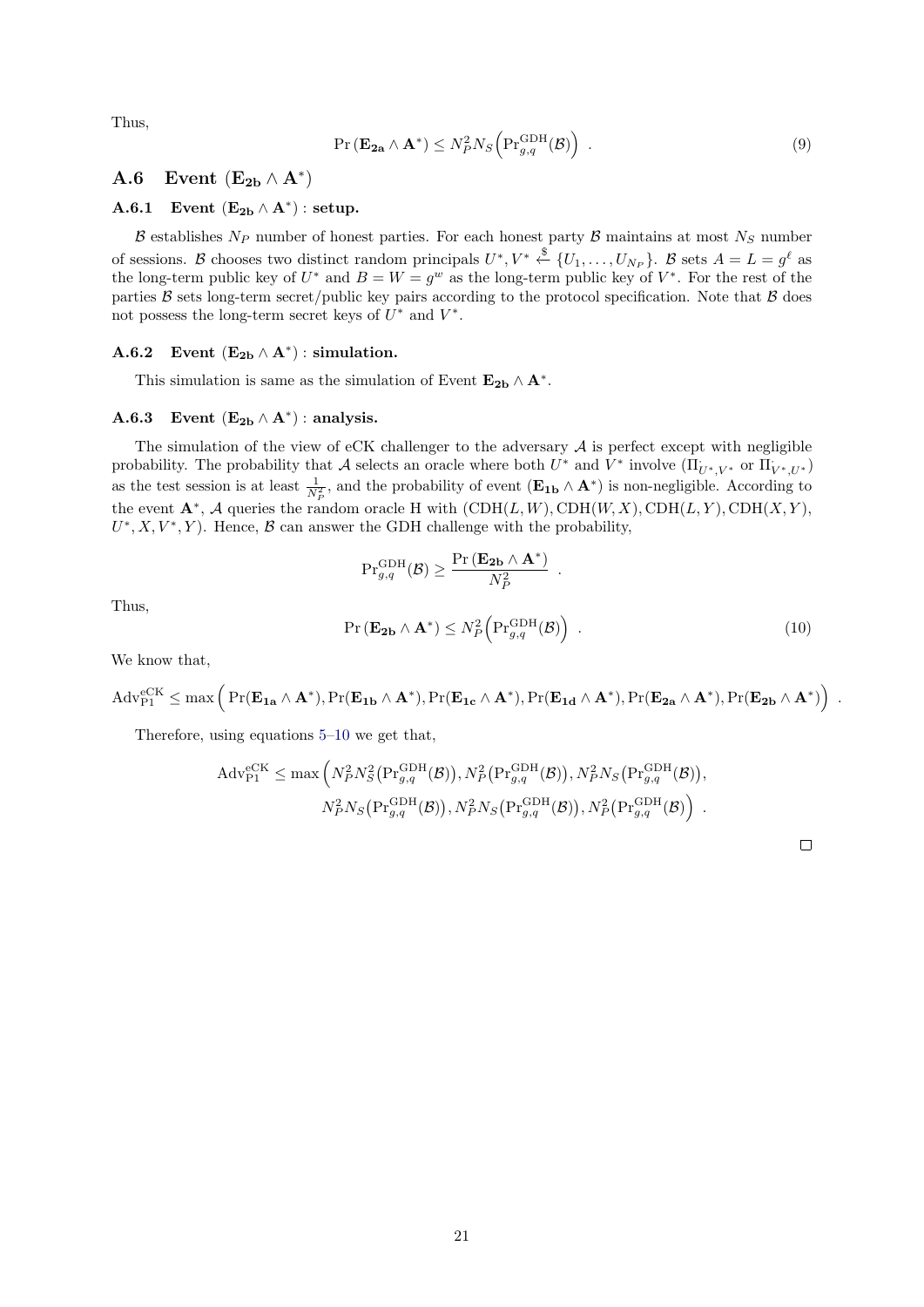Thus,

$$\Pr\left(\mathbf{E_{2a}} \wedge \mathbf{A}^*\right) \leq N_P^2 N_S \Big(\Pr_{g,q}^{\mathrm{GDH}}(\mathcal{B})\Big) \ . \tag{9}$$

## A.6 Event $(\mathbf{E_{2b}} \wedge \mathbf{A}^*)$

### A.6.1 Event $(\mathbf{E_{2b}} \wedge \mathbf{A}^*)$ : setup.

$\mathcal{B}$ establishes $N_P$ number of honest parties. For each honest party $\mathcal{B}$ maintains at most $N_S$ number of sessions. $\mathcal{B}$ chooses two distinct random principals $U^*, V^* \xleftarrow{\$} \{U_1, \ldots, U_{N_P}\}$. $\mathcal{B}$ sets $A = L = g^\ell$ as the long-term public key of $U^*$ and $B = W = g^w$ as the long-term public key of $V^*$. For the rest of the parties $\mathcal{B}$ sets long-term secret/public key pairs according to the protocol specification. Note that $\mathcal{B}$ does not possess the long-term secret keys of $U^*$ and $V^*$.

### A.6.2 Event $(\mathbf{E_{2b}} \wedge \mathbf{A}^*)$ : simulation.

This simulation is same as the simulation of Event $\mathbf{E_{2b}} \wedge \mathbf{A}^*$.

### A.6.3 Event $(\mathbf{E_{2b}} \wedge \mathbf{A}^*)$ : analysis.

The simulation of the view of eCK challenger to the adversary $\mathcal{A}$ is perfect except with negligible probability. The probability that $\mathcal{A}$ selects an oracle where both $U^*$ and $V^*$ involve ($\Pi_{U^*,V^*}$ or $\Pi_{V^*,U^*}$) as the test session is at least $\frac{1}{N_P^2}$, and the probability of event $(\mathbf{E_{1b}} \wedge \mathbf{A}^*)$ is non-negligible. According to the event $\mathbf{A}^*$, $\mathcal{A}$ queries the random oracle H with $(\mathrm{CDH}(L, W), \mathrm{CDH}(W, X), \mathrm{CDH}(L, Y), \mathrm{CDH}(X, Y), U^*, X, V^*, Y)$. Hence, $\mathcal{B}$ can answer the GDH challenge with the probability,

$$\Pr_{g,q}^{\mathrm{GDH}}(\mathcal{B}) \geq \frac{\Pr\left(\mathbf{E_{2b}} \wedge \mathbf{A}^*\right)}{N_P^2} \ .$$

Thus,

$$\Pr\left(\mathbf{E_{2b}} \wedge \mathbf{A}^*\right) \leq N_P^2 \Big(\Pr_{g,q}^{\mathrm{GDH}}(\mathcal{B})\Big) \ . \tag{10}$$

We know that,

$$\mathrm{Adv}_{\mathrm{P1}}^{\mathrm{eCK}} \leq \max\Big( \Pr(\mathbf{E_{1a}} \wedge \mathbf{A}^*), \Pr(\mathbf{E_{1b}} \wedge \mathbf{A}^*), \Pr(\mathbf{E_{1c}} \wedge \mathbf{A}^*), \Pr(\mathbf{E_{1d}} \wedge \mathbf{A}^*), \Pr(\mathbf{E_{2a}} \wedge \mathbf{A}^*), \Pr(\mathbf{E_{2b}} \wedge \mathbf{A}^*) \Big) \ .$$

Therefore, using equations 5–10 we get that,

$$\begin{aligned}\mathrm{Adv}_{\mathrm{P1}}^{\mathrm{eCK}} \leq \max\Big( & N_P^2 N_S^2\big(\Pr_{g,q}^{\mathrm{GDH}}(\mathcal{B})\big), N_P^2\big(\Pr_{g,q}^{\mathrm{GDH}}(\mathcal{B})\big), N_P^2 N_S\big(\Pr_{g,q}^{\mathrm{GDH}}(\mathcal{B})\big), \\ & N_P^2 N_S\big(\Pr_{g,q}^{\mathrm{GDH}}(\mathcal{B})\big), N_P^2 N_S\big(\Pr_{g,q}^{\mathrm{GDH}}(\mathcal{B})\big), N_P^2\big(\Pr_{g,q}^{\mathrm{GDH}}(\mathcal{B})\big) \Big) \ .\end{aligned}$$

□